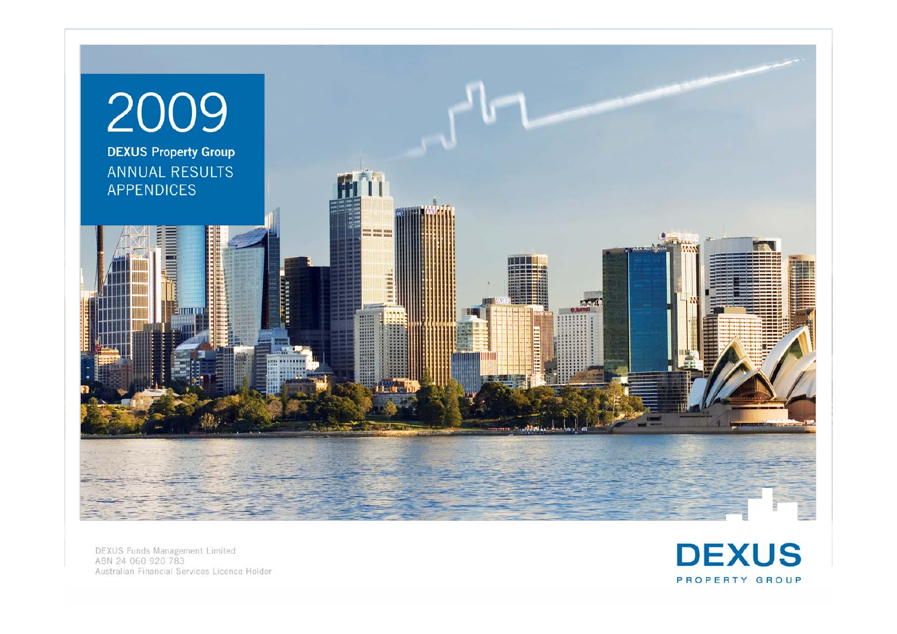# 2009

**DEXUS Property Group**

ANNUAL RESULTS
APPENDICES

DEXUS Funds Management Limited
ABN 24 060 920 783
Australian Financial Services Licence Holder

**DEXUS**
PROPERTY GROUP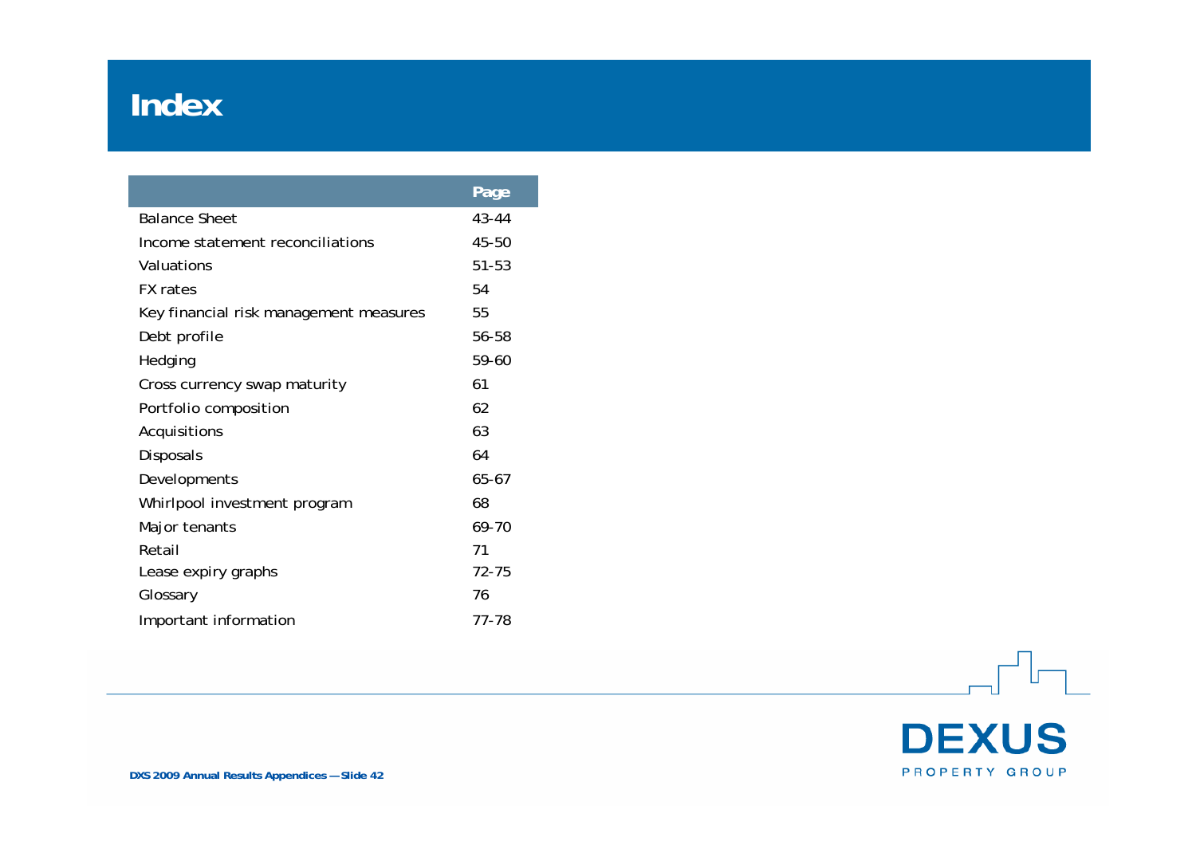# Index

| | Page |
|---|---|
| Balance Sheet | 43-44 |
| Income statement reconciliations | 45-50 |
| Valuations | 51-53 |
| FX rates | 54 |
| Key financial risk management measures | 55 |
| Debt profile | 56-58 |
| Hedging | 59-60 |
| Cross currency swap maturity | 61 |
| Portfolio composition | 62 |
| Acquisitions | 63 |
| Disposals | 64 |
| Developments | 65-67 |
| Whirlpool investment program | 68 |
| Major tenants | 69-70 |
| Retail | 71 |
| Lease expiry graphs | 72-75 |
| Glossary | 76 |
| Important information | 77-78 |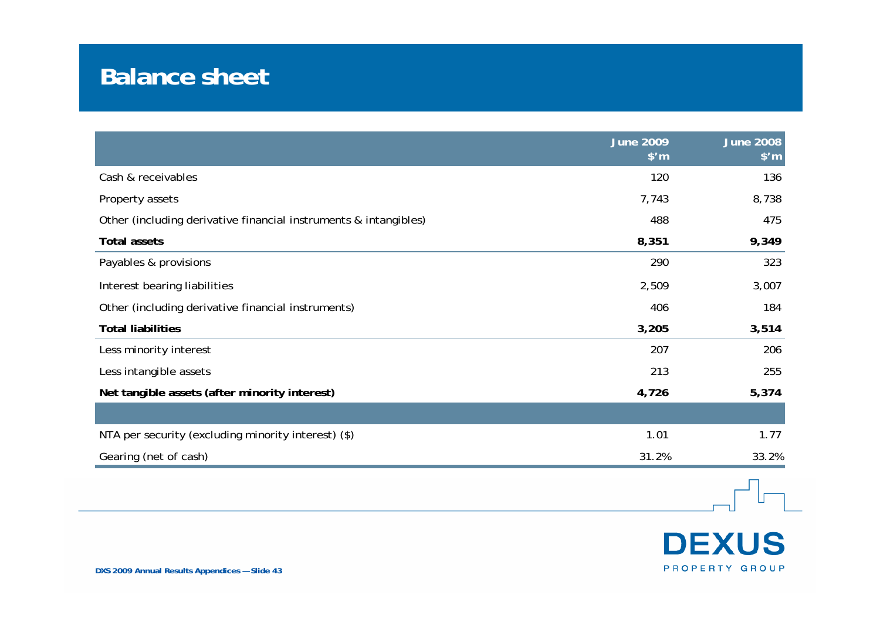# Balance sheet

| | June 2009 $'m | June 2008 $'m |
|---|---|---|
| Cash & receivables | 120 | 136 |
| Property assets | 7,743 | 8,738 |
| Other (including derivative financial instruments & intangibles) | 488 | 475 |
| **Total assets** | **8,351** | **9,349** |
| Payables & provisions | 290 | 323 |
| Interest bearing liabilities | 2,509 | 3,007 |
| Other (including derivative financial instruments) | 406 | 184 |
| **Total liabilities** | **3,205** | **3,514** |
| Less minority interest | 207 | 206 |
| Less intangible assets | 213 | 255 |
| **Net tangible assets (after minority interest)** | **4,726** | **5,374** |
| | | |
| NTA per security (excluding minority interest) ($) | 1.01 | 1.77 |
| Gearing (net of cash) | 31.2% | 33.2% |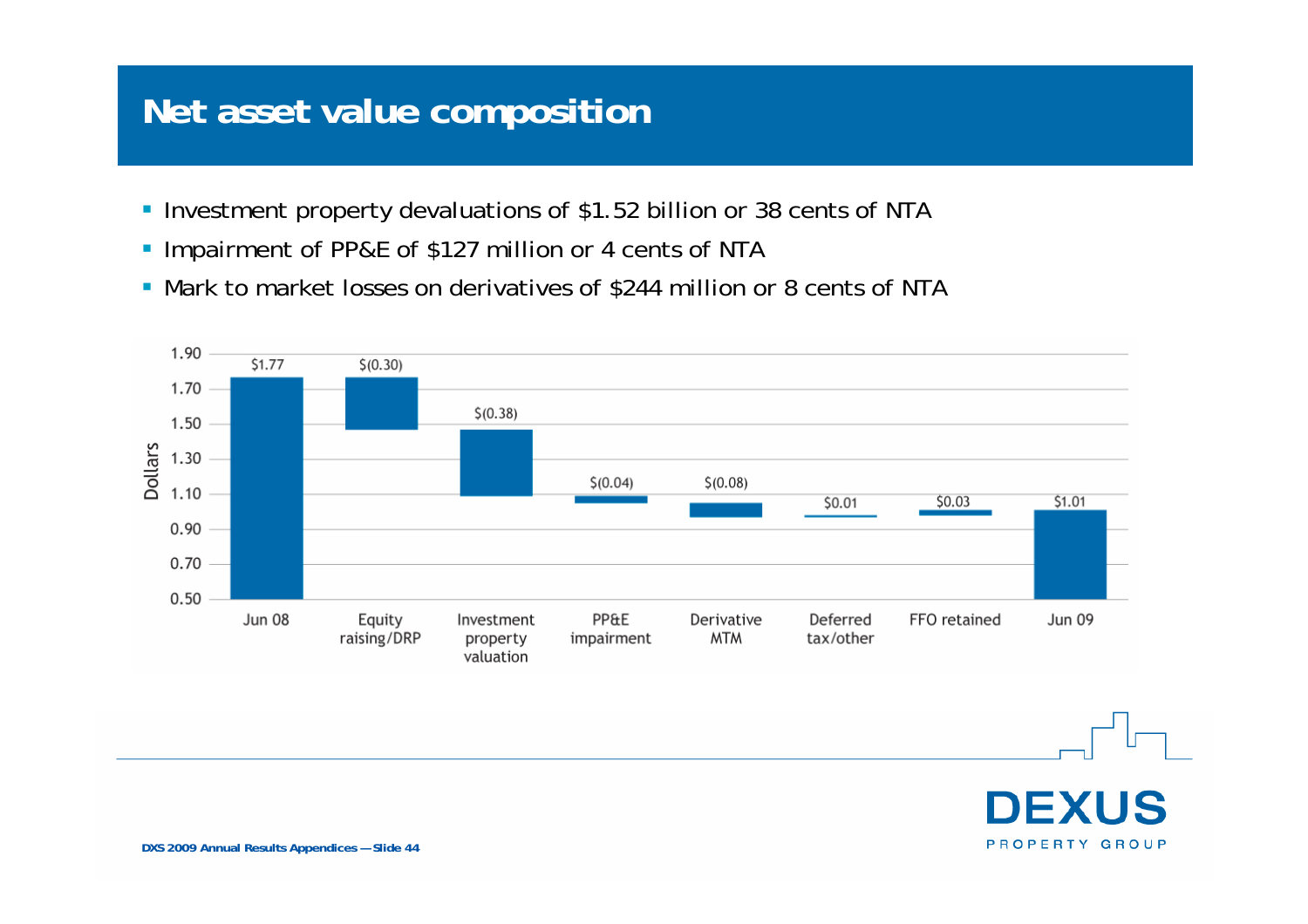# Net asset value composition

- Investment property devaluations of $1.52 billion or 38 cents of NTA
- Impairment of PP&E of $127 million or 4 cents of NTA
- Mark to market losses on derivatives of $244 million or 8 cents of NTA

| Item | Dollars |
| --- | --- |
| Jun 08 | $1.77 |
| Equity raising/DRP | $(0.30) |
| Investment property valuation | $(0.38) |
| PP&E impairment | $(0.04) |
| Derivative MTM | $(0.08) |
| Deferred tax/other | $0.01 |
| FFO retained | $0.03 |
| Jun 09 | $1.01 |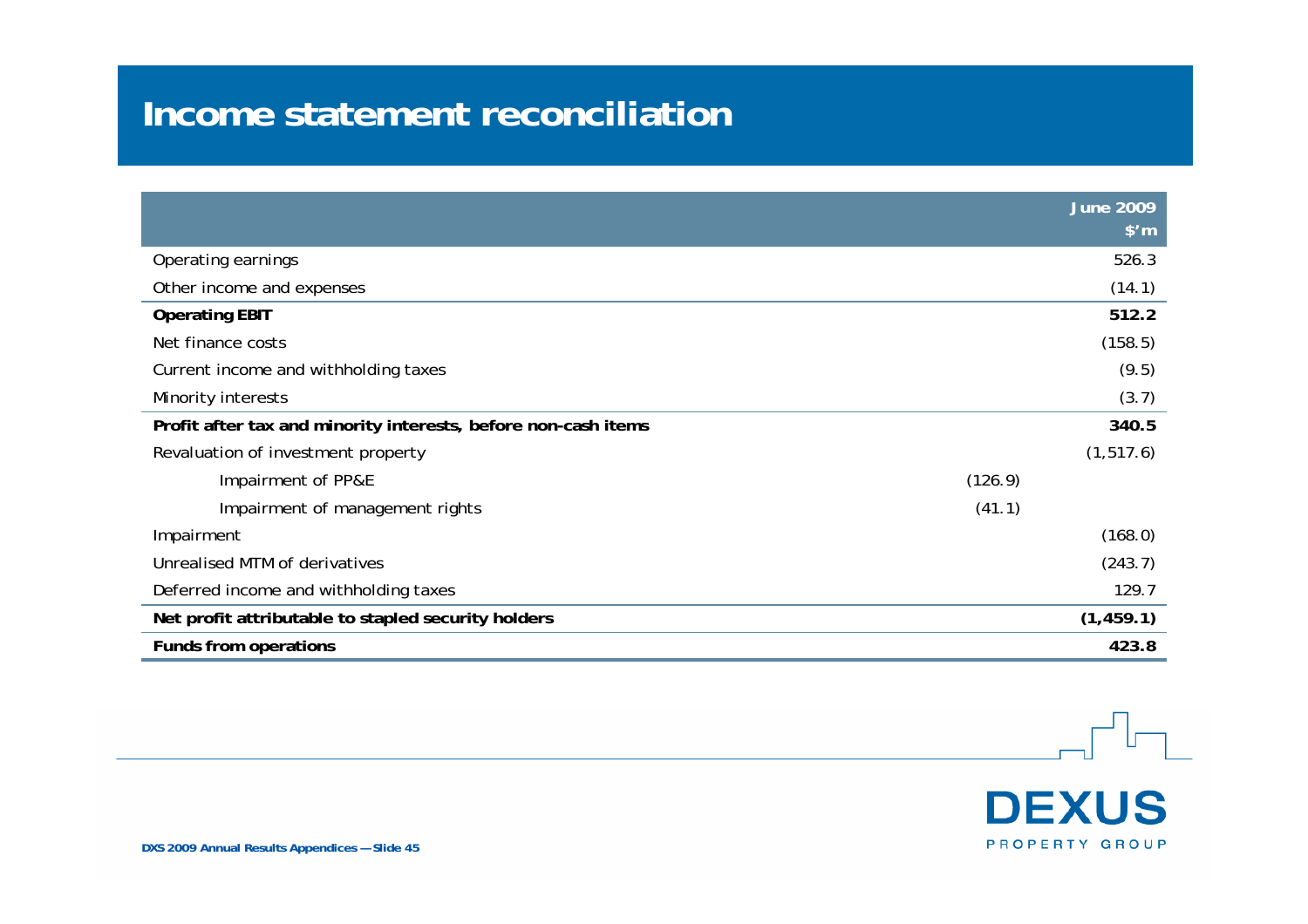# Income statement reconciliation

| | | June 2009 $'m |
|---|---|---|
| Operating earnings | | 526.3 |
| Other income and expenses | | (14.1) |
| **Operating EBIT** | | **512.2** |
| Net finance costs | | (158.5) |
| Current income and withholding taxes | | (9.5) |
| Minority interests | | (3.7) |
| **Profit after tax and minority interests, before non-cash items** | | **340.5** |
| Revaluation of investment property | | (1,517.6) |
| Impairment of PP&E | (126.9) | |
| Impairment of management rights | (41.1) | |
| Impairment | | (168.0) |
| Unrealised MTM of derivatives | | (243.7) |
| Deferred income and withholding taxes | | 129.7 |
| **Net profit attributable to stapled security holders** | | **(1,459.1)** |
| **Funds from operations** | | **423.8** |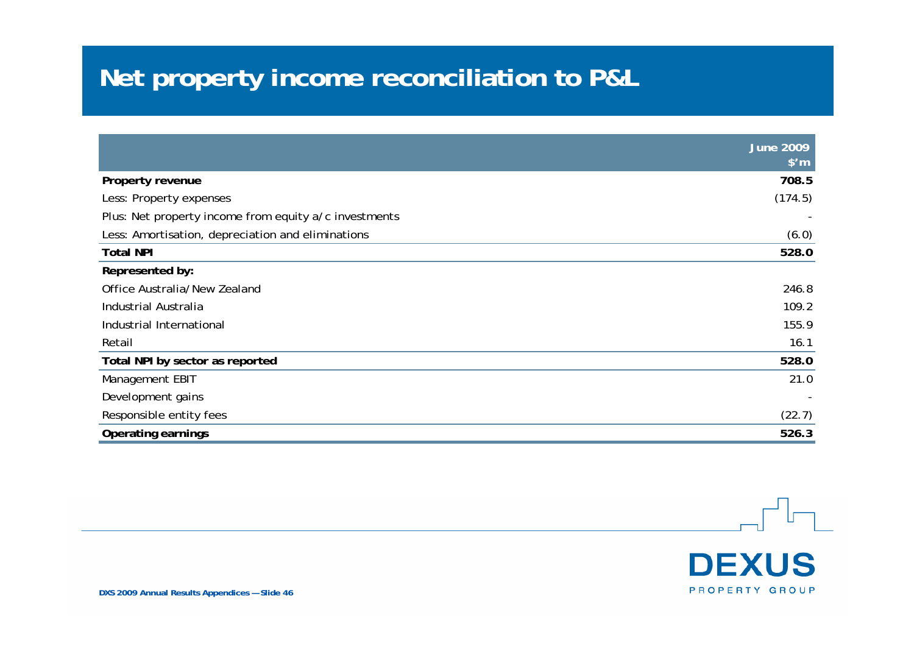# Net property income reconciliation to P&L

| | June 2009 $'m |
|---|---|
| **Property revenue** | **708.5** |
| Less: Property expenses | (174.5) |
| Plus: Net property income from equity a/c investments | - |
| Less: Amortisation, depreciation and eliminations | (6.0) |
| **Total NPI** | **528.0** |
| **Represented by:** | |
| Office Australia/New Zealand | 246.8 |
| Industrial Australia | 109.2 |
| Industrial International | 155.9 |
| Retail | 16.1 |
| **Total NPI by sector as reported** | **528.0** |
| Management EBIT | 21.0 |
| Development gains | - |
| Responsible entity fees | (22.7) |
| **Operating earnings** | **526.3** |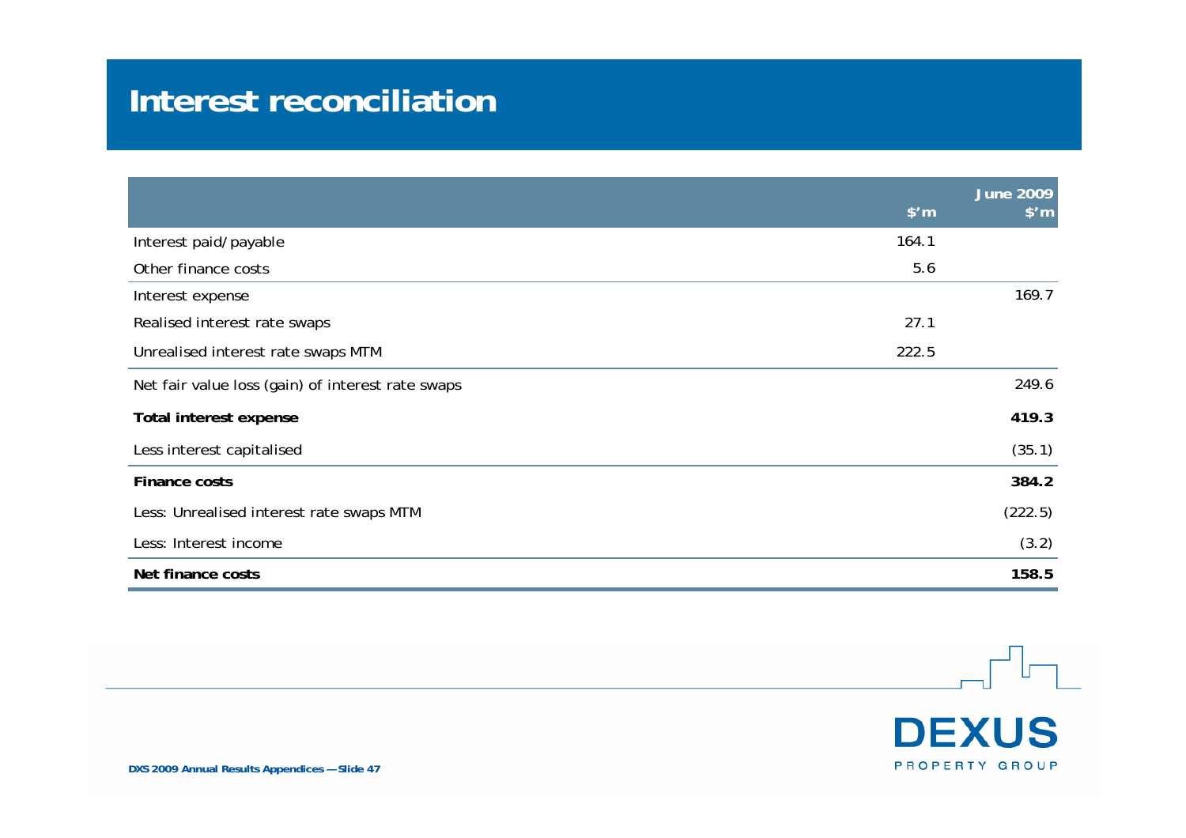# Interest reconciliation

| | $'m | June 2009 $'m |
|---|---|---|
| Interest paid/payable | 164.1 | |
| Other finance costs | 5.6 | |
| Interest expense | | 169.7 |
| Realised interest rate swaps | 27.1 | |
| Unrealised interest rate swaps MTM | 222.5 | |
| Net fair value loss (gain) of interest rate swaps | | 249.6 |
| **Total interest expense** | | **419.3** |
| Less interest capitalised | | (35.1) |
| **Finance costs** | | **384.2** |
| Less: Unrealised interest rate swaps MTM | | (222.5) |
| Less: Interest income | | (3.2) |
| **Net finance costs** | | **158.5** |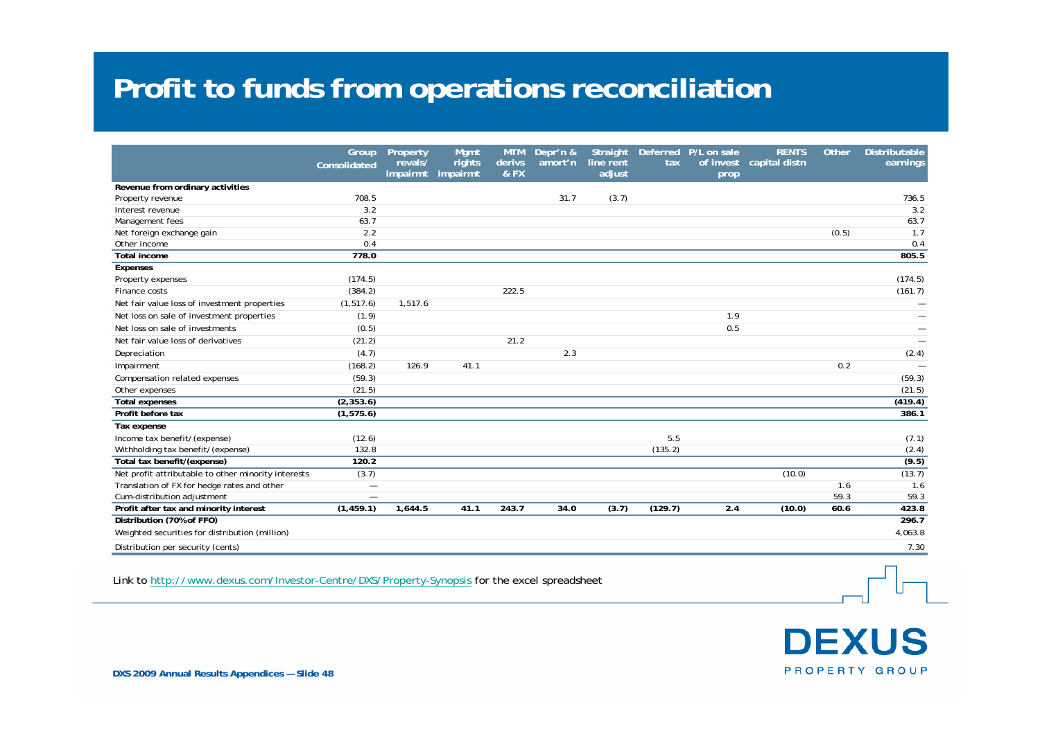# Profit to funds from operations reconciliation

| | Group Consolidated | Property revals/ impairmt | Mgmt rights impairmt | MTM derivs & FX | Depr'n & amort'n | Straight line rent adjust | Deferred tax | P/L on sale of invest prop | RENTS capital distn | Other | Distributable earnings |
|---|---|---|---|---|---|---|---|---|---|---|---|
| **Revenue from ordinary activities** | | | | | | | | | | | |
| Property revenue | 708.5 | | | | 31.7 | (3.7) | | | | | 736.5 |
| Interest revenue | 3.2 | | | | | | | | | | 3.2 |
| Management fees | 63.7 | | | | | | | | | | 63.7 |
| Net foreign exchange gain | 2.2 | | | | | | | | | (0.5) | 1.7 |
| Other income | 0.4 | | | | | | | | | | 0.4 |
| **Total income** | **778.0** | | | | | | | | | | **805.5** |
| **Expenses** | | | | | | | | | | | |
| Property expenses | (174.5) | | | | | | | | | | (174.5) |
| Finance costs | (384.2) | | | 222.5 | | | | | | | (161.7) |
| Net fair value loss of investment properties | (1,517.6) | 1,517.6 | | | | | | | | | — |
| Net loss on sale of investment properties | (1.9) | | | | | | | 1.9 | | | — |
| Net loss on sale of investments | (0.5) | | | | | | | 0.5 | | | — |
| Net fair value loss of derivatives | (21.2) | | | 21.2 | | | | | | | — |
| Depreciation | (4.7) | | | | 2.3 | | | | | | (2.4) |
| Impairment | (168.2) | 126.9 | 41.1 | | | | | | | 0.2 | — |
| Compensation related expenses | (59.3) | | | | | | | | | | (59.3) |
| Other expenses | (21.5) | | | | | | | | | | (21.5) |
| **Total expenses** | **(2,353.6)** | | | | | | | | | | **(419.4)** |
| **Profit before tax** | **(1,575.6)** | | | | | | | | | | **386.1** |
| **Tax expense** | | | | | | | | | | | |
| Income tax benefit/(expense) | (12.6) | | | | | | 5.5 | | | | (7.1) |
| Withholding tax benefit/(expense) | 132.8 | | | | | | (135.2) | | | | (2.4) |
| **Total tax benefit/(expense)** | **120.2** | | | | | | | | | | **(9.5)** |
| Net profit attributable to other minority interests | (3.7) | | | | | | | | (10.0) | | (13.7) |
| Translation of FX for hedge rates and other | — | | | | | | | | | 1.6 | 1.6 |
| Cum-distribution adjustment | — | | | | | | | | | 59.3 | 59.3 |
| **Profit after tax and minority interest** | **(1,459.1)** | **1,644.5** | **41.1** | **243.7** | **34.0** | **(3.7)** | **(129.7)** | **2.4** | **(10.0)** | **60.6** | **423.8** |
| **Distribution (70% of FFO)** | | | | | | | | | | | **296.7** |
| Weighted securities for distribution (million) | | | | | | | | | | | 4,063.8 |
| Distribution per security (cents) | | | | | | | | | | | 7.30 |

Link to http://www.dexus.com/Investor-Centre/DXS/Property-Synopsis for the excel spreadsheet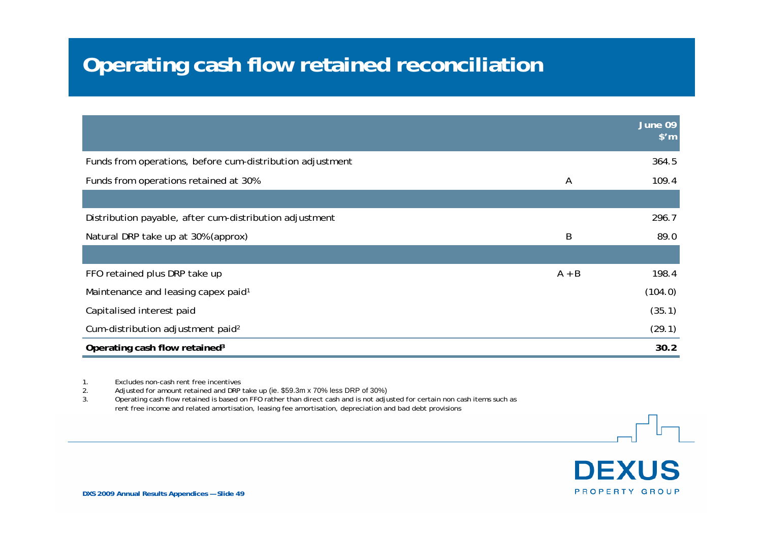# Operating cash flow retained reconciliation

| | | June 09 $'m |
|---|---|---|
| Funds from operations, before cum-distribution adjustment | | 364.5 |
| Funds from operations retained at 30% | A | 109.4 |
| | | |
| Distribution payable, after cum-distribution adjustment | | 296.7 |
| Natural DRP take up at 30%(approx) | B | 89.0 |
| | | |
| FFO retained plus DRP take up | A + B | 198.4 |
| Maintenance and leasing capex paid[1] | | (104.0) |
| Capitalised interest paid | | (35.1) |
| Cum-distribution adjustment paid[2] | | (29.1) |
| **Operating cash flow retained[3]** | | **30.2** |

1. Excludes non-cash rent free incentives
2. Adjusted for amount retained and DRP take up (ie. $59.3m x 70% less DRP of 30%)
3. Operating cash flow retained is based on FFO rather than direct cash and is not adjusted for certain non cash items such as rent free income and related amortisation, leasing fee amortisation, depreciation and bad debt provisions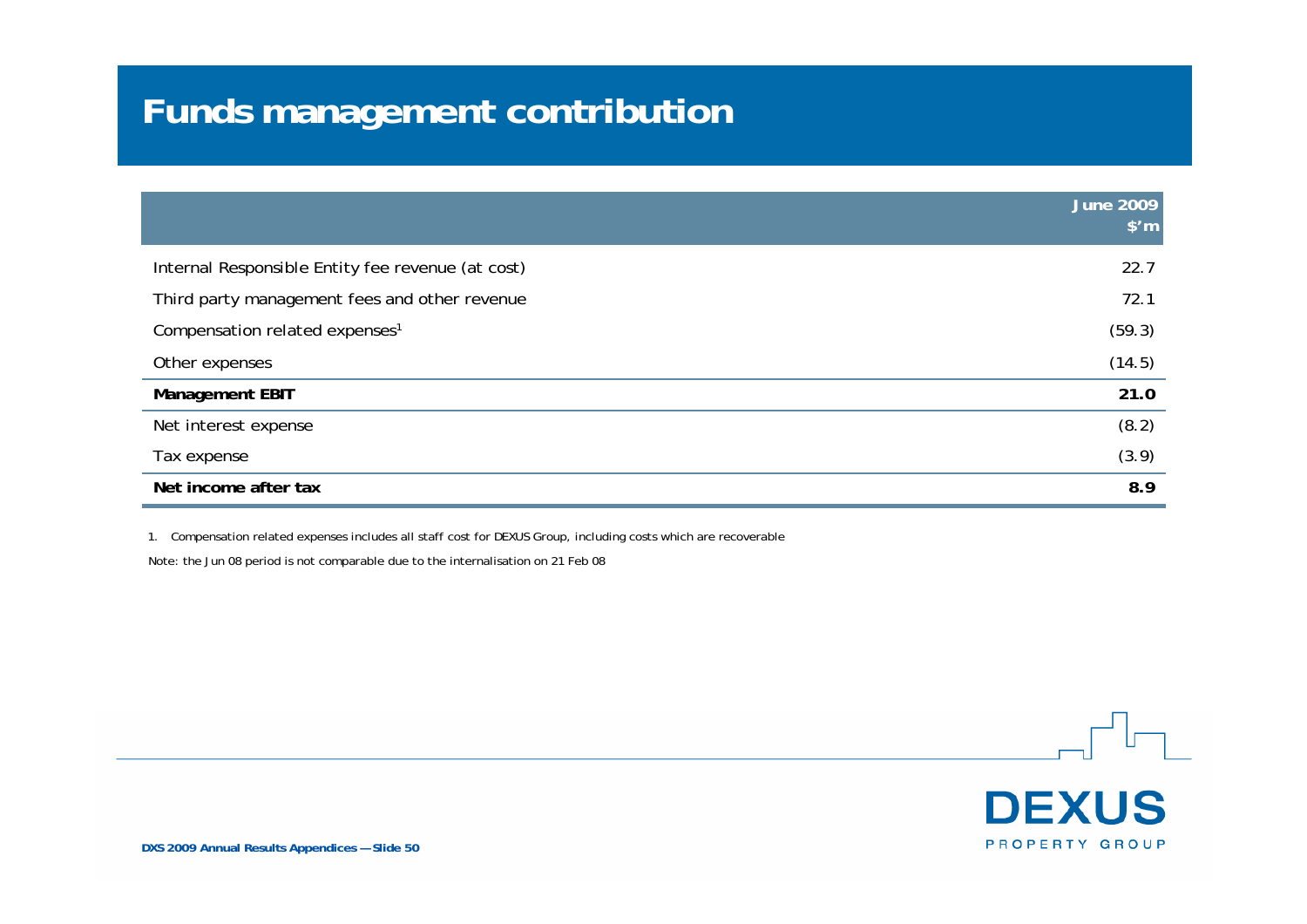# Funds management contribution

| | June 2009 $'m |
|---|---|
| Internal Responsible Entity fee revenue (at cost) | 22.7 |
| Third party management fees and other revenue | 72.1 |
| Compensation related expenses[1] | (59.3) |
| Other expenses | (14.5) |
| **Management EBIT** | **21.0** |
| Net interest expense | (8.2) |
| Tax expense | (3.9) |
| **Net income after tax** | **8.9** |

1. Compensation related expenses includes all staff cost for DEXUS Group, including costs which are recoverable

Note: the Jun 08 period is not comparable due to the internalisation on 21 Feb 08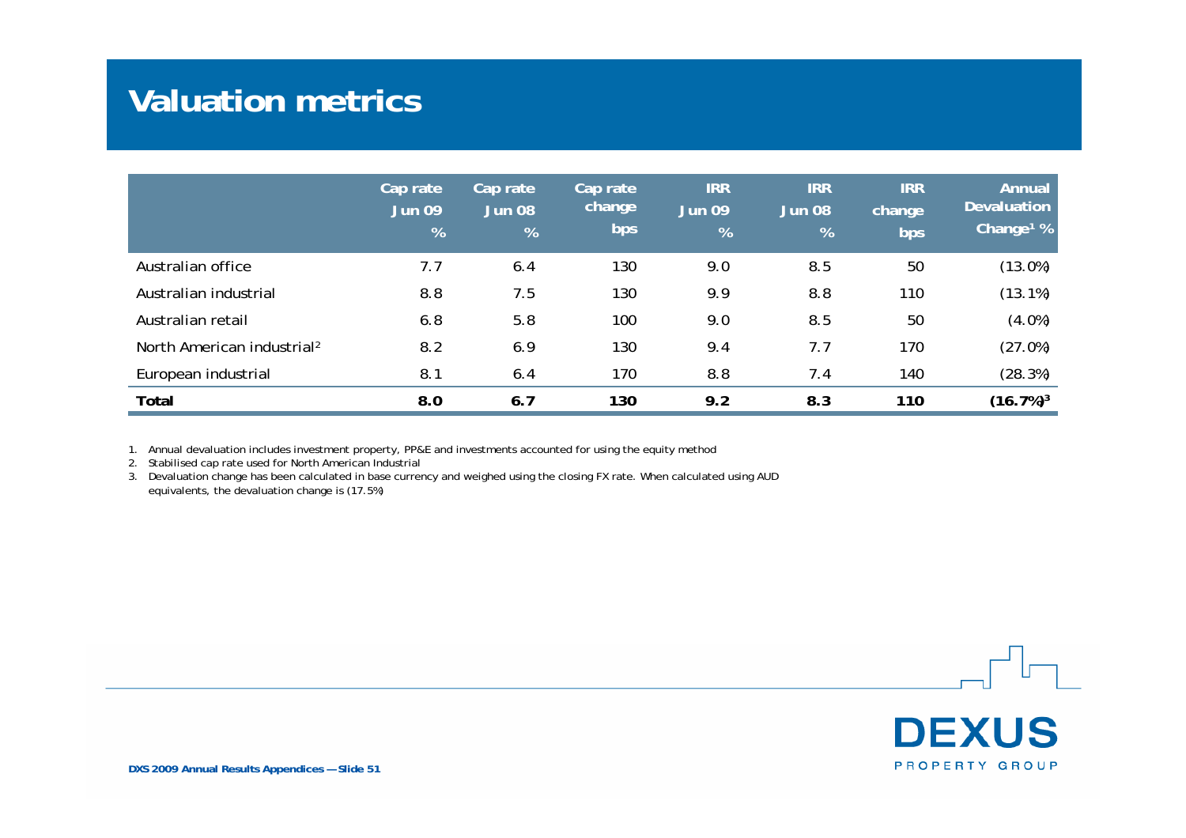# Valuation metrics

| | Cap rate Jun 09 % | Cap rate Jun 08 % | Cap rate change bps | IRR Jun 09 % | IRR Jun 08 % | IRR change bps | Annual Devaluation Change[1] % |
|---|---|---|---|---|---|---|---|
| Australian office | 7.7 | 6.4 | 130 | 9.0 | 8.5 | 50 | (13.0%) |
| Australian industrial | 8.8 | 7.5 | 130 | 9.9 | 8.8 | 110 | (13.1%) |
| Australian retail | 6.8 | 5.8 | 100 | 9.0 | 8.5 | 50 | (4.0%) |
| North American industrial[2] | 8.2 | 6.9 | 130 | 9.4 | 7.7 | 170 | (27.0%) |
| European industrial | 8.1 | 6.4 | 170 | 8.8 | 7.4 | 140 | (28.3%) |
| **Total** | **8.0** | **6.7** | **130** | **9.2** | **8.3** | **110** | **(16.7%)[3]** |

1. Annual devaluation includes investment property, PP&E and investments accounted for using the equity method
2. Stabilised cap rate used for North American Industrial
3. Devaluation change has been calculated in base currency and weighed using the closing FX rate. When calculated using AUD equivalents, the devaluation change is (17.5%)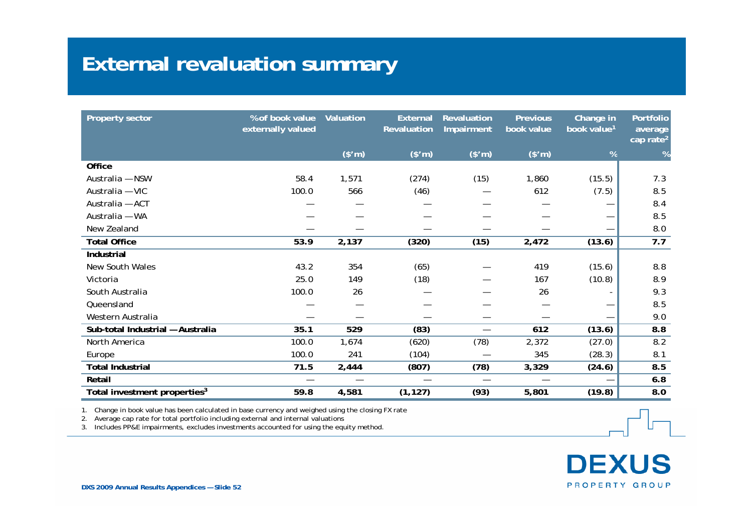# External revaluation summary

| Property sector | %of book value externally valued | Valuation ($'m) | External Revaluation ($'m) | Revaluation Impairment ($'m) | Previous book value ($'m) | Change in book value[1] % | Portfolio average cap rate[2] % |
|---|---|---|---|---|---|---|---|
| **Office** | | | | | | | |
| Australia — NSW | 58.4 | 1,571 | (274) | (15) | 1,860 | (15.5) | 7.3 |
| Australia — VIC | 100.0 | 566 | (46) | — | 612 | (7.5) | 8.5 |
| Australia — ACT | — | — | — | — | — | — | 8.4 |
| Australia — WA | — | — | — | — | — | — | 8.5 |
| New Zealand | — | — | — | — | — | — | 8.0 |
| **Total Office** | **53.9** | **2,137** | **(320)** | **(15)** | **2,472** | **(13.6)** | **7.7** |
| **Industrial** | | | | | | | |
| New South Wales | 43.2 | 354 | (65) | — | 419 | (15.6) | 8.8 |
| Victoria | 25.0 | 149 | (18) | — | 167 | (10.8) | 8.9 |
| South Australia | 100.0 | 26 | — | — | 26 | - | 9.3 |
| Queensland | — | — | — | — | — | — | 8.5 |
| Western Australia | — | — | — | — | — | — | 9.0 |
| **Sub-total Industrial — Australia** | **35.1** | **529** | **(83)** | **—** | **612** | **(13.6)** | **8.8** |
| North America | 100.0 | 1,674 | (620) | (78) | 2,372 | (27.0) | 8.2 |
| Europe | 100.0 | 241 | (104) | — | 345 | (28.3) | 8.1 |
| **Total Industrial** | **71.5** | **2,444** | **(807)** | **(78)** | **3,329** | **(24.6)** | **8.5** |
| **Retail** | — | — | — | — | — | — | **6.8** |
| **Total investment properties[3]** | **59.8** | **4,581** | **(1,127)** | **(93)** | **5,801** | **(19.8)** | **8.0** |

1. Change in book value has been calculated in base currency and weighed using the closing FX rate
2. Average cap rate for total portfolio including external and internal valuations
3. Includes PP&E impairments, excludes investments accounted for using the equity method.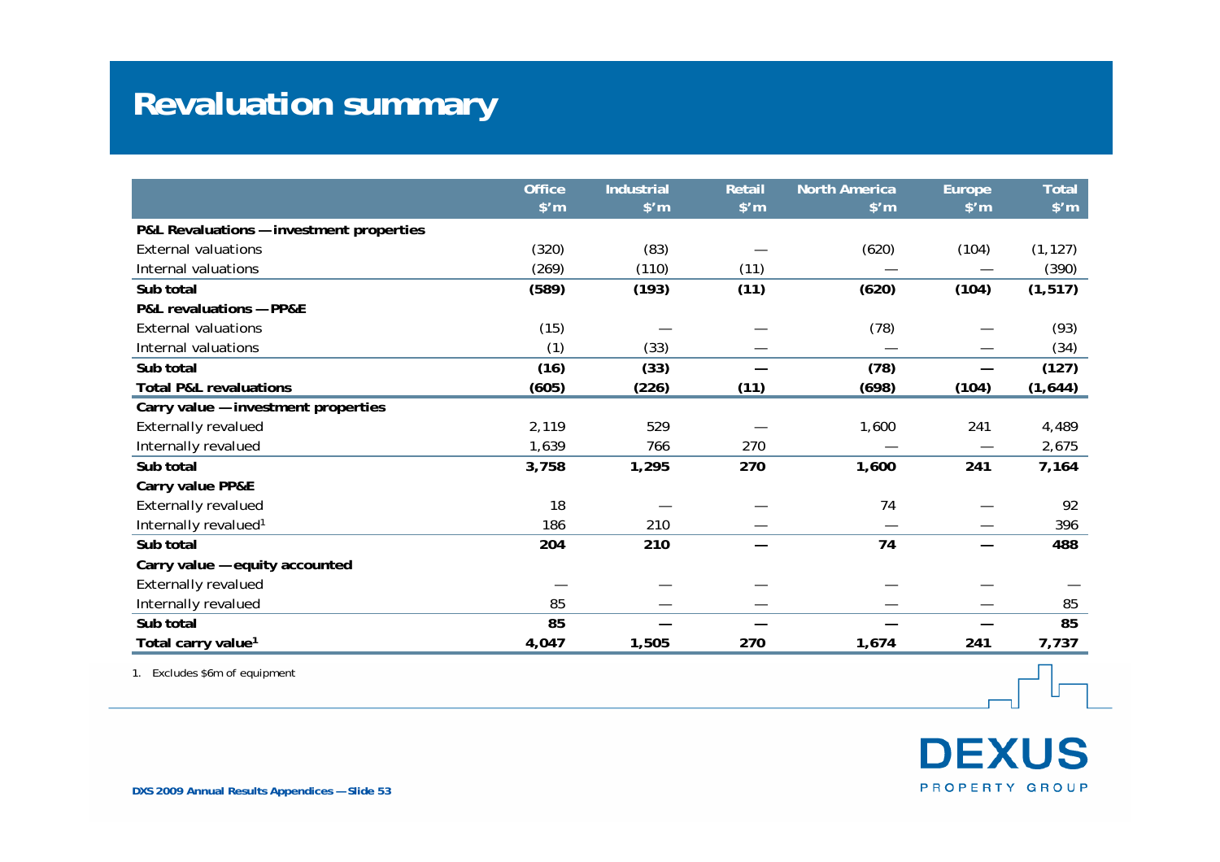# Revaluation summary

| | Office $'m | Industrial $'m | Retail $'m | North America $'m | Europe $'m | Total $'m |
|---|---|---|---|---|---|---|
| **P&L Revaluations — investment properties** | | | | | | |
| External valuations | (320) | (83) | — | (620) | (104) | (1,127) |
| Internal valuations | (269) | (110) | (11) | — | — | (390) |
| **Sub total** | **(589)** | **(193)** | **(11)** | **(620)** | **(104)** | **(1,517)** |
| **P&L revaluations — PP&E** | | | | | | |
| External valuations | (15) | — | — | (78) | — | (93) |
| Internal valuations | (1) | (33) | — | — | — | (34) |
| **Sub total** | **(16)** | **(33)** | **—** | **(78)** | **—** | **(127)** |
| **Total P&L revaluations** | **(605)** | **(226)** | **(11)** | **(698)** | **(104)** | **(1,644)** |
| **Carry value — investment properties** | | | | | | |
| Externally revalued | 2,119 | 529 | — | 1,600 | 241 | 4,489 |
| Internally revalued | 1,639 | 766 | 270 | — | — | 2,675 |
| **Sub total** | **3,758** | **1,295** | **270** | **1,600** | **241** | **7,164** |
| **Carry value PP&E** | | | | | | |
| Externally revalued | 18 | — | — | 74 | — | 92 |
| Internally revalued[1] | 186 | 210 | — | — | — | 396 |
| **Sub total** | **204** | **210** | **—** | **74** | **—** | **488** |
| **Carry value — equity accounted** | | | | | | |
| Externally revalued | — | — | — | — | — | — |
| Internally revalued | 85 | — | — | — | — | 85 |
| **Sub total** | **85** | **—** | **—** | **—** | **—** | **85** |
| **Total carry value[1]** | **4,047** | **1,505** | **270** | **1,674** | **241** | **7,737** |

1. Excludes $6m of equipment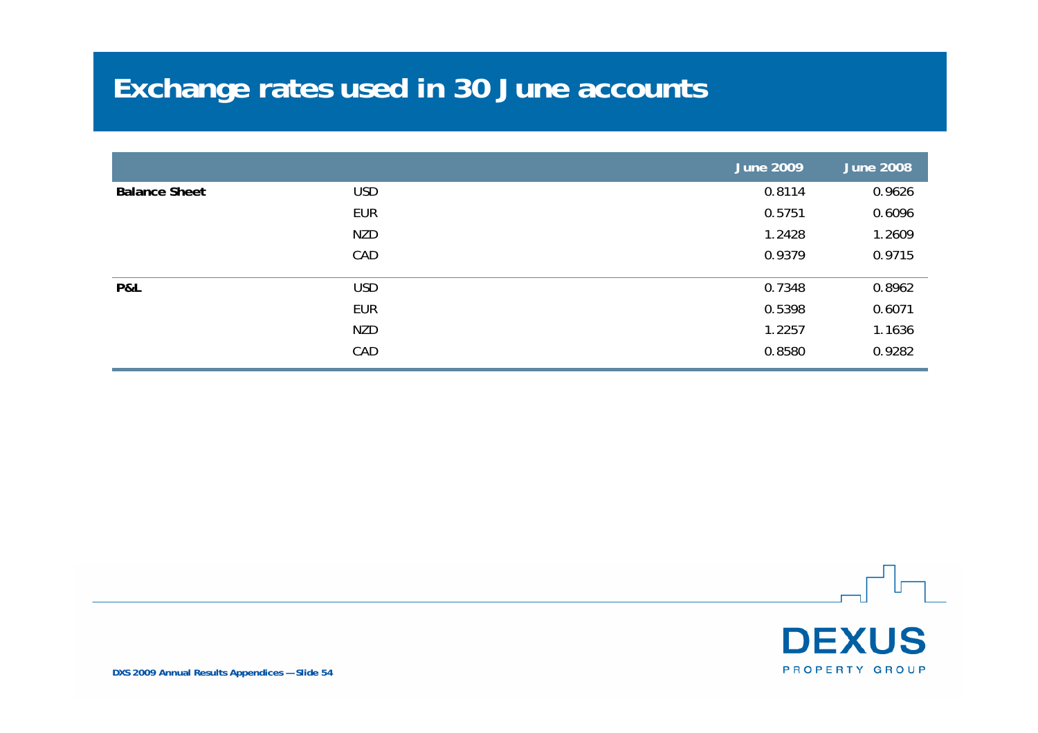# Exchange rates used in 30 June accounts

| | | June 2009 | June 2008 |
|---|---|---|---|
| **Balance Sheet** | USD | 0.8114 | 0.9626 |
| | EUR | 0.5751 | 0.6096 |
| | NZD | 1.2428 | 1.2609 |
| | CAD | 0.9379 | 0.9715 |
| **P&L** | USD | 0.7348 | 0.8962 |
| | EUR | 0.5398 | 0.6071 |
| | NZD | 1.2257 | 1.1636 |
| | CAD | 0.8580 | 0.9282 |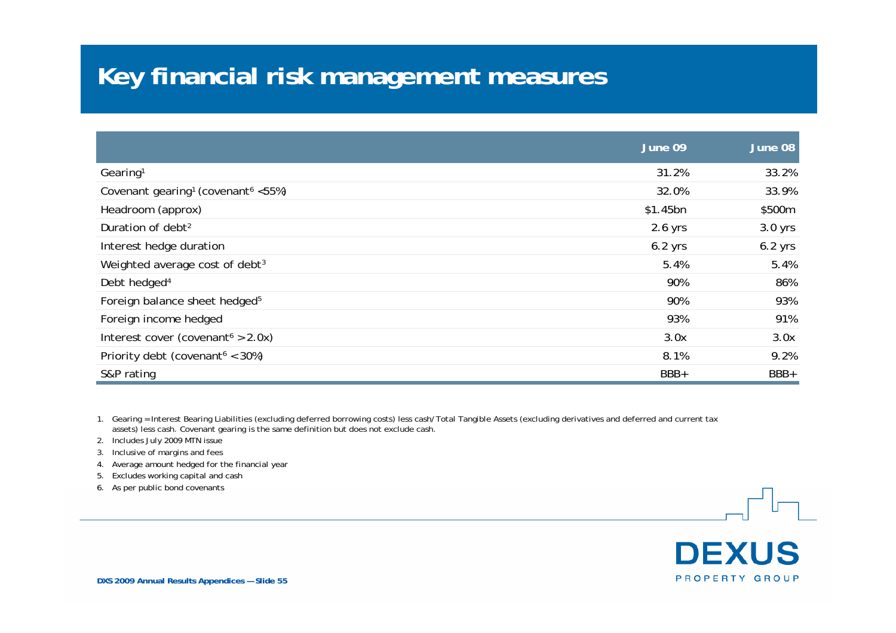# Key financial risk management measures

| | June 09 | June 08 |
|---|---|---|
| Gearing[1] | 31.2% | 33.2% |
| Covenant gearing[1] (covenant[6] <55%) | 32.0% | 33.9% |
| Headroom (approx) | $1.45bn | $500m |
| Duration of debt[2] | 2.6 yrs | 3.0 yrs |
| Interest hedge duration | 6.2 yrs | 6.2 yrs |
| Weighted average cost of debt[3] | 5.4% | 5.4% |
| Debt hedged[4] | 90% | 86% |
| Foreign balance sheet hedged[5] | 90% | 93% |
| Foreign income hedged | 93% | 91% |
| Interest cover (covenant[6] > 2.0x) | 3.0x | 3.0x |
| Priority debt (covenant[6] < 30%) | 8.1% | 9.2% |
| S&P rating | BBB+ | BBB+ |

1. Gearing = Interest Bearing Liabilities (excluding deferred borrowing costs) less cash/Total Tangible Assets (excluding derivatives and deferred and current tax assets) less cash. Covenant gearing is the same definition but does not exclude cash.
2. Includes July 2009 MTN issue
3. Inclusive of margins and fees
4. Average amount hedged for the financial year
5. Excludes working capital and cash
6. As per public bond covenants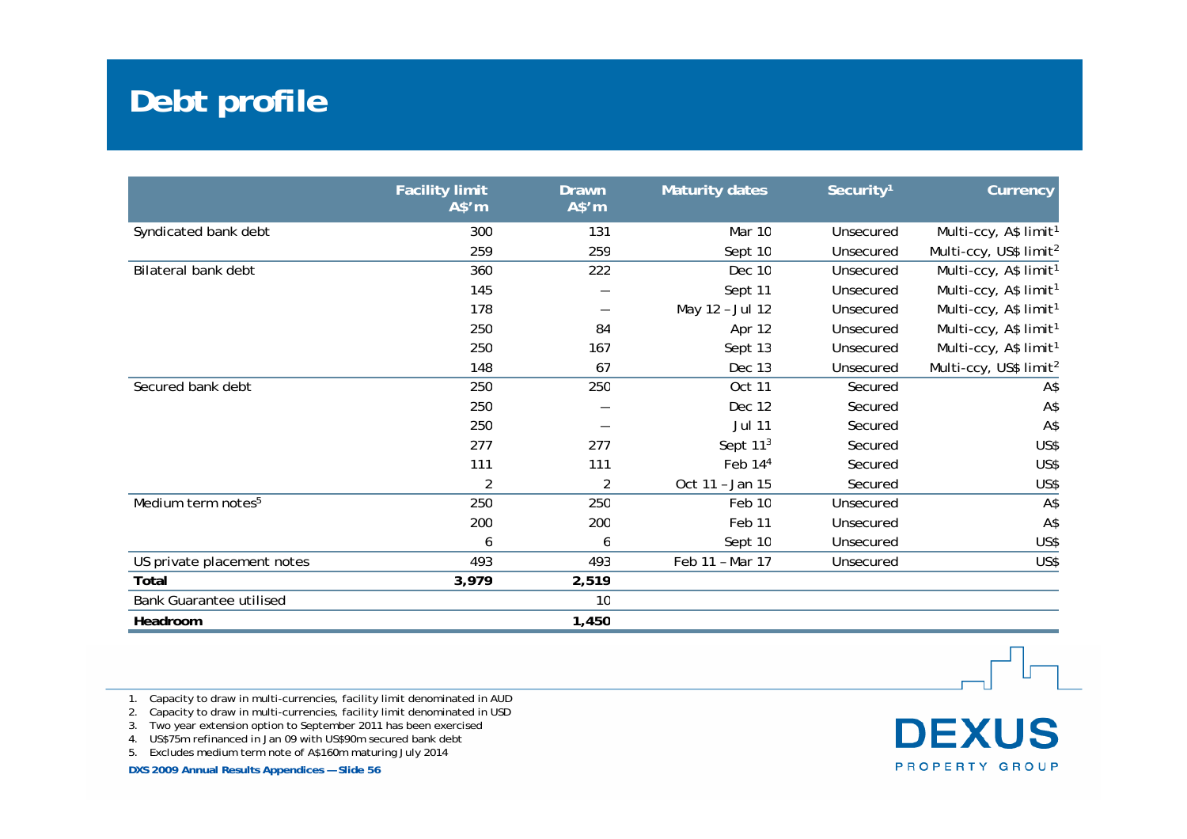# Debt profile

| | Facility limit A$'m | Drawn A$'m | Maturity dates | Security[1] | Currency |
|---|---|---|---|---|---|
| Syndicated bank debt | 300 | 131 | Mar 10 | Unsecured | Multi-ccy, A$ limit[1] |
| | 259 | 259 | Sept 10 | Unsecured | Multi-ccy, US$ limit[2] |
| Bilateral bank debt | 360 | 222 | Dec 10 | Unsecured | Multi-ccy, A$ limit[1] |
| | 145 | – | Sept 11 | Unsecured | Multi-ccy, A$ limit[1] |
| | 178 | – | May 12 – Jul 12 | Unsecured | Multi-ccy, A$ limit[1] |
| | 250 | 84 | Apr 12 | Unsecured | Multi-ccy, A$ limit[1] |
| | 250 | 167 | Sept 13 | Unsecured | Multi-ccy, A$ limit[1] |
| | 148 | 67 | Dec 13 | Unsecured | Multi-ccy, US$ limit[2] |
| Secured bank debt | 250 | 250 | Oct 11 | Secured | A$ |
| | 250 | – | Dec 12 | Secured | A$ |
| | 250 | – | Jul 11 | Secured | A$ |
| | 277 | 277 | Sept 11[3] | Secured | US$ |
| | 111 | 111 | Feb 14[4] | Secured | US$ |
| | 2 | 2 | Oct 11 – Jan 15 | Secured | US$ |
| Medium term notes[5] | 250 | 250 | Feb 10 | Unsecured | A$ |
| | 200 | 200 | Feb 11 | Unsecured | A$ |
| | 6 | 6 | Sept 10 | Unsecured | US$ |
| US private placement notes | 493 | 493 | Feb 11 – Mar 17 | Unsecured | US$ |
| **Total** | **3,979** | **2,519** | | | |
| Bank Guarantee utilised | | 10 | | | |
| **Headroom** | | **1,450** | | | |

1. Capacity to draw in multi-currencies, facility limit denominated in AUD
2. Capacity to draw in multi-currencies, facility limit denominated in USD
3. Two year extension option to September 2011 has been exercised
4. US$75m refinanced in Jan 09 with US$90m secured bank debt
5. Excludes medium term note of A$160m maturing July 2014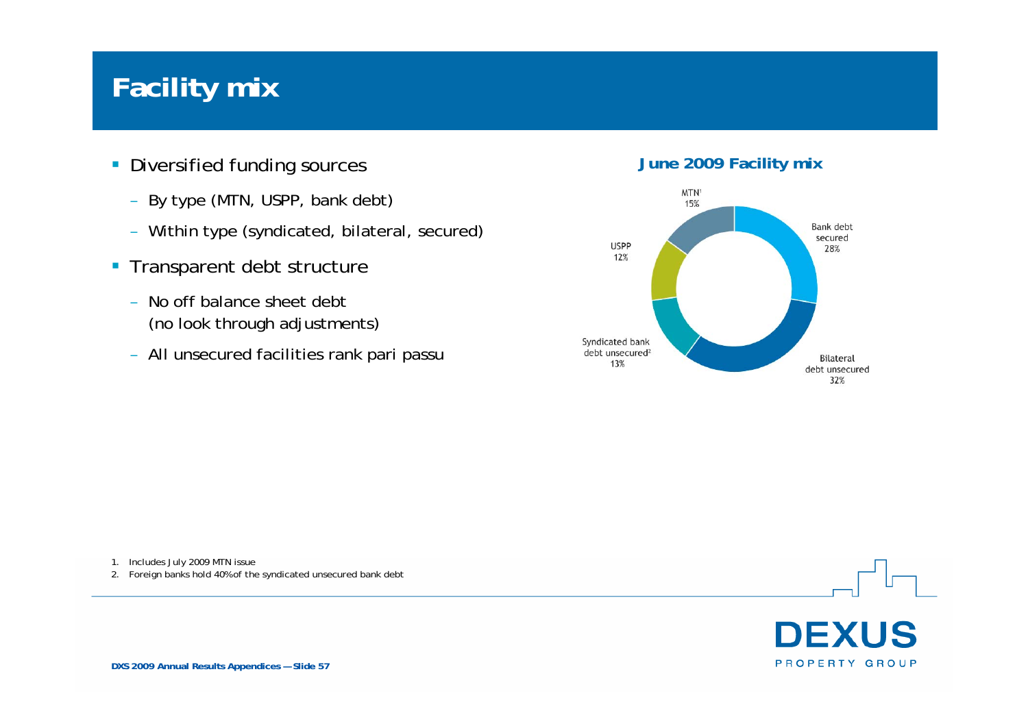# Facility mix

- Diversified funding sources
  - By type (MTN, USPP, bank debt)
  - Within type (syndicated, bilateral, secured)
- Transparent debt structure
  - No off balance sheet debt (no look through adjustments)
  - All unsecured facilities rank pari passu

**June 2009 Facility mix**

| Facility | Share |
| --- | --- |
| MTN[1] | 15% |
| Bank debt secured | 28% |
| Bilateral debt unsecured | 32% |
| Syndicated bank debt unsecured[2] | 13% |
| USPP | 12% |

1. Includes July 2009 MTN issue
2. Foreign banks hold 40% of the syndicated unsecured bank debt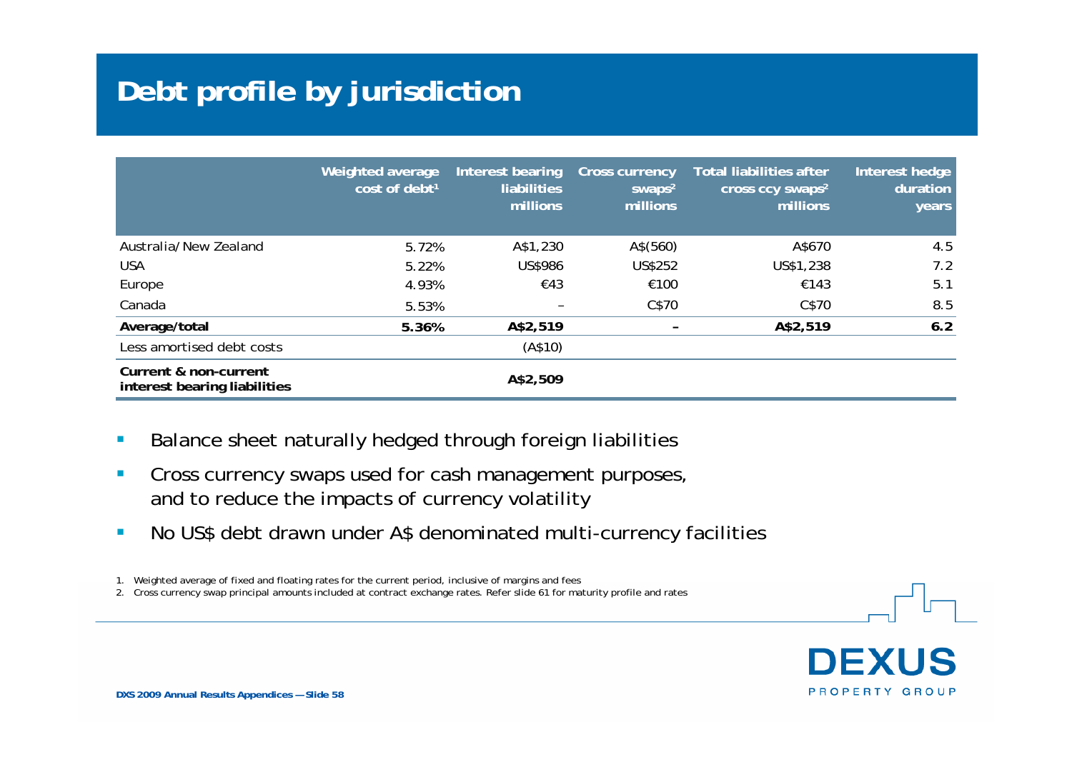# Debt profile by jurisdiction

| | Weighted average cost of debt[1] | Interest bearing liabilities millions | Cross currency swaps[2] millions | Total liabilities after cross ccy swaps[2] millions | Interest hedge duration years |
|---|---|---|---|---|---|
| Australia/New Zealand | 5.72% | A$1,230 | A$(560) | A$670 | 4.5 |
| USA | 5.22% | US$986 | US$252 | US$1,238 | 7.2 |
| Europe | 4.93% | €43 | €100 | €143 | 5.1 |
| Canada | 5.53% | – | C$70 | C$70 | 8.5 |
| **Average/total** | **5.36%** | **A$2,519** | **–** | **A$2,519** | **6.2** |
| Less amortised debt costs | | (A$10) | | | |
| **Current & non-current interest bearing liabilities** | | **A$2,509** | | | |

- Balance sheet naturally hedged through foreign liabilities
- Cross currency swaps used for cash management purposes, and to reduce the impacts of currency volatility
- No US$ debt drawn under A$ denominated multi-currency facilities

1. Weighted average of fixed and floating rates for the current period, inclusive of margins and fees
2. Cross currency swap principal amounts included at contract exchange rates. Refer slide 61 for maturity profile and rates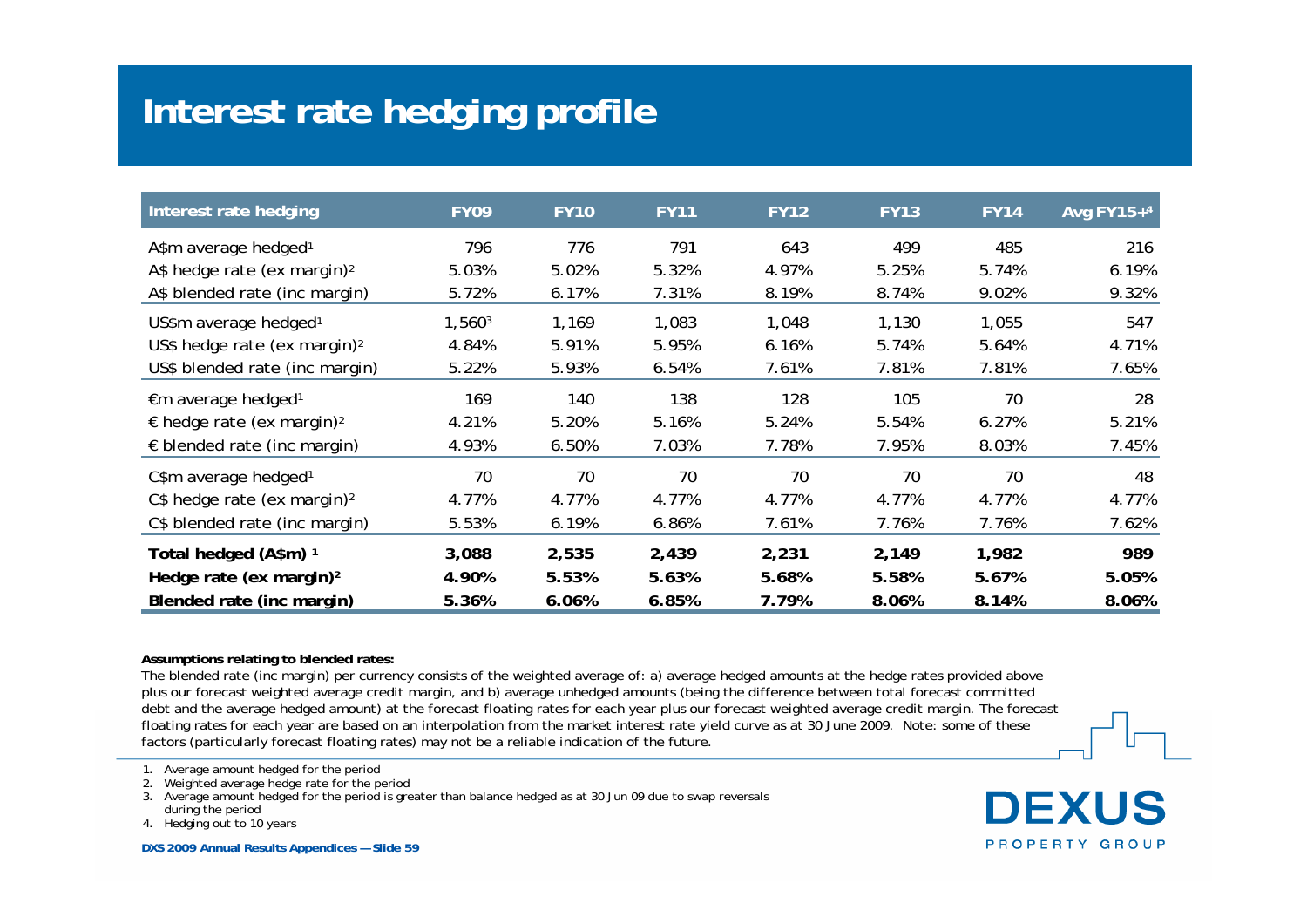# Interest rate hedging profile

| Interest rate hedging | FY09 | FY10 | FY11 | FY12 | FY13 | FY14 | Avg FY15+[4] |
|---|---|---|---|---|---|---|---|
| A$m average hedged[1] | 796 | 776 | 791 | 643 | 499 | 485 | 216 |
| A$ hedge rate (ex margin)[2] | 5.03% | 5.02% | 5.32% | 4.97% | 5.25% | 5.74% | 6.19% |
| A$ blended rate (inc margin) | 5.72% | 6.17% | 7.31% | 8.19% | 8.74% | 9.02% | 9.32% |
| US$m average hedged[1] | 1,560[3] | 1,169 | 1,083 | 1,048 | 1,130 | 1,055 | 547 |
| US$ hedge rate (ex margin)[2] | 4.84% | 5.91% | 5.95% | 6.16% | 5.74% | 5.64% | 4.71% |
| US$ blended rate (inc margin) | 5.22% | 5.93% | 6.54% | 7.61% | 7.81% | 7.81% | 7.65% |
| €m average hedged[1] | 169 | 140 | 138 | 128 | 105 | 70 | 28 |
| € hedge rate (ex margin)[2] | 4.21% | 5.20% | 5.16% | 5.24% | 5.54% | 6.27% | 5.21% |
| € blended rate (inc margin) | 4.93% | 6.50% | 7.03% | 7.78% | 7.95% | 8.03% | 7.45% |
| C$m average hedged[1] | 70 | 70 | 70 | 70 | 70 | 70 | 48 |
| C$ hedge rate (ex margin)[2] | 4.77% | 4.77% | 4.77% | 4.77% | 4.77% | 4.77% | 4.77% |
| C$ blended rate (inc margin) | 5.53% | 6.19% | 6.86% | 7.61% | 7.76% | 7.76% | 7.62% |
| **Total hedged (A$m)[1]** | **3,088** | **2,535** | **2,439** | **2,231** | **2,149** | **1,982** | **989** |
| **Hedge rate (ex margin)[2]** | **4.90%** | **5.53%** | **5.63%** | **5.68%** | **5.58%** | **5.67%** | **5.05%** |
| **Blended rate (inc margin)** | **5.36%** | **6.06%** | **6.85%** | **7.79%** | **8.06%** | **8.14%** | **8.06%** |

**Assumptions relating to blended rates:**

The blended rate (inc margin) per currency consists of the weighted average of: a) average hedged amounts at the hedge rates provided above plus our forecast weighted average credit margin, and b) average unhedged amounts (being the difference between total forecast committed debt and the average hedged amount) at the forecast floating rates for each year plus our forecast weighted average credit margin. The forecast floating rates for each year are based on an interpolation from the market interest rate yield curve as at 30 June 2009. Note: some of these factors (particularly forecast floating rates) may not be a reliable indication of the future.

1. Average amount hedged for the period
2. Weighted average hedge rate for the period
3. Average amount hedged for the period is greater than balance hedged as at 30 Jun 09 due to swap reversals during the period
4. Hedging out to 10 years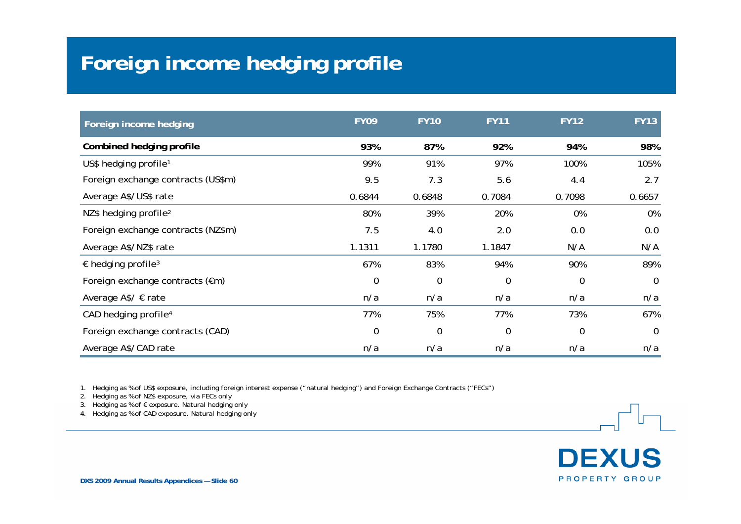# Foreign income hedging profile

| Foreign income hedging | FY09 | FY10 | FY11 | FY12 | FY13 |
|---|---|---|---|---|---|
| **Combined hedging profile** | **93%** | **87%** | **92%** | **94%** | **98%** |
| US$ hedging profile[1] | 99% | 91% | 97% | 100% | 105% |
| Foreign exchange contracts (US$m) | 9.5 | 7.3 | 5.6 | 4.4 | 2.7 |
| Average A$/US$ rate | 0.6844 | 0.6848 | 0.7084 | 0.7098 | 0.6657 |
| NZ$ hedging profile[2] | 80% | 39% | 20% | 0% | 0% |
| Foreign exchange contracts (NZ$m) | 7.5 | 4.0 | 2.0 | 0.0 | 0.0 |
| Average A$/NZ$ rate | 1.1311 | 1.1780 | 1.1847 | N/A | N/A |
| € hedging profile[3] | 67% | 83% | 94% | 90% | 89% |
| Foreign exchange contracts (€m) | 0 | 0 | 0 | 0 | 0 |
| Average A$/ € rate | n/a | n/a | n/a | n/a | n/a |
| CAD hedging profile[4] | 77% | 75% | 77% | 73% | 67% |
| Foreign exchange contracts (CAD) | 0 | 0 | 0 | 0 | 0 |
| Average A$/CAD rate | n/a | n/a | n/a | n/a | n/a |

1. Hedging as % of US$ exposure, including foreign interest expense ("natural hedging") and Foreign Exchange Contracts ("FECs")
2. Hedging as % of NZ$ exposure, via FECs only
3. Hedging as % of € exposure. Natural hedging only
4. Hedging as % of CAD exposure. Natural hedging only

DEXUS PROPERTY GROUP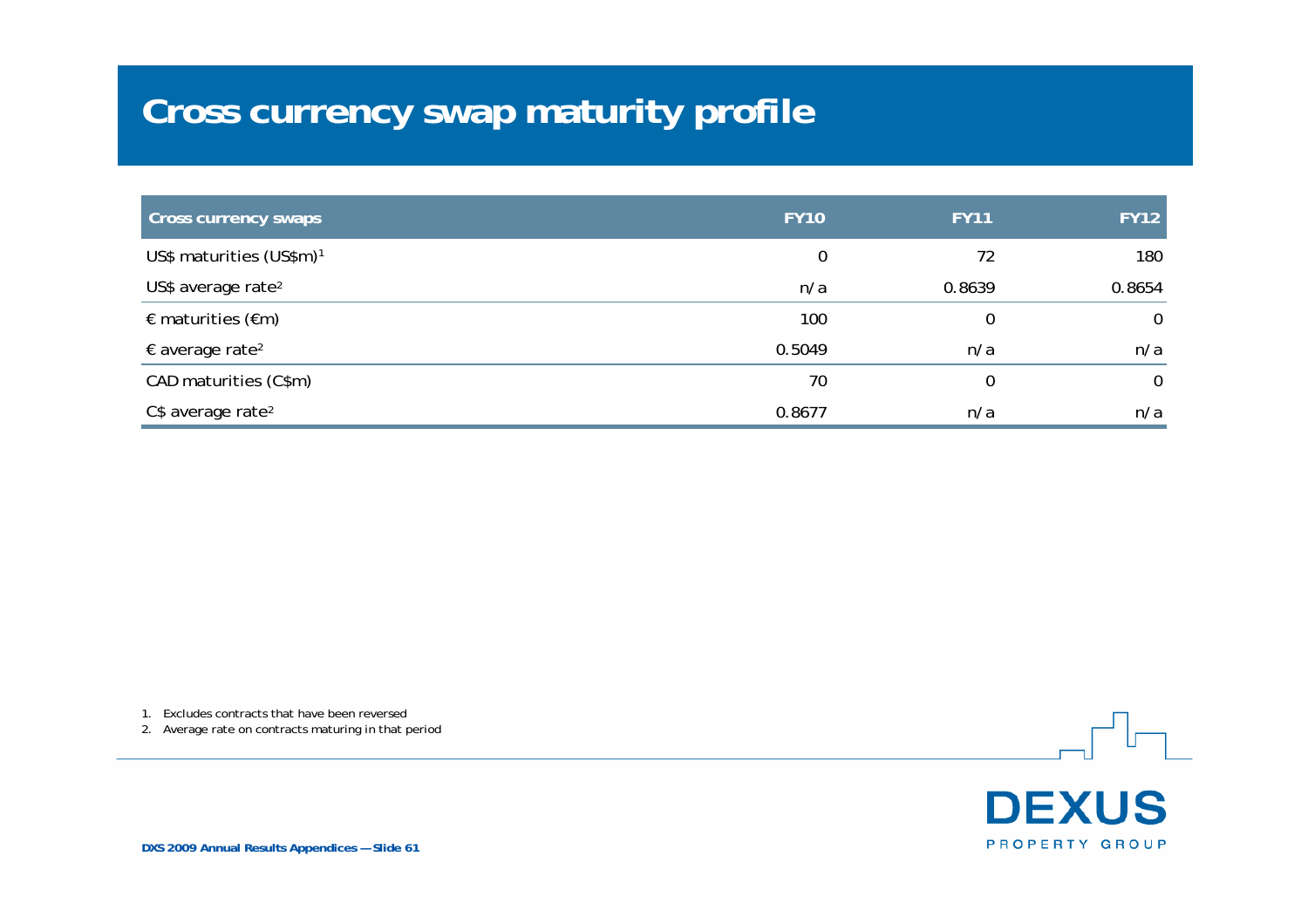# Cross currency swap maturity profile

| Cross currency swaps | FY10 | FY11 | FY12 |
|---|---|---|---|
| US$ maturities (US$m)[1] | 0 | 72 | 180 |
| US$ average rate[2] | n/a | 0.8639 | 0.8654 |
| € maturities (€m) | 100 | 0 | 0 |
| € average rate[2] | 0.5049 | n/a | n/a |
| CAD maturities (C$m) | 70 | 0 | 0 |
| C$ average rate[2] | 0.8677 | n/a | n/a |

1. Excludes contracts that have been reversed
2. Average rate on contracts maturing in that period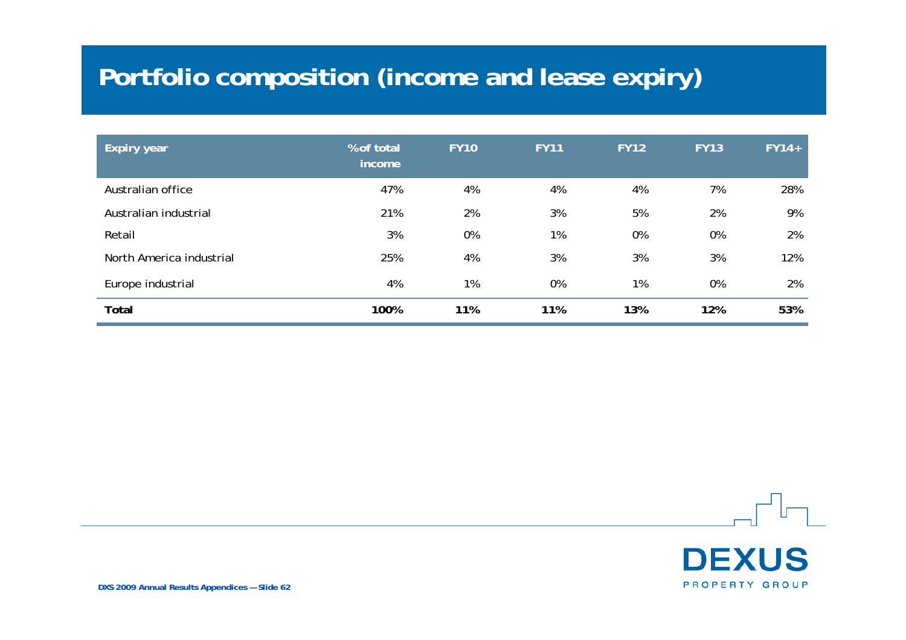# Portfolio composition (income and lease expiry)

| Expiry year | % of total income | FY10 | FY11 | FY12 | FY13 | FY14+ |
|---|---|---|---|---|---|---|
| Australian office | 47% | 4% | 4% | 4% | 7% | 28% |
| Australian industrial | 21% | 2% | 3% | 5% | 2% | 9% |
| Retail | 3% | 0% | 1% | 0% | 0% | 2% |
| North America industrial | 25% | 4% | 3% | 3% | 3% | 12% |
| Europe industrial | 4% | 1% | 0% | 1% | 0% | 2% |
| **Total** | **100%** | **11%** | **11%** | **13%** | **12%** | **53%** |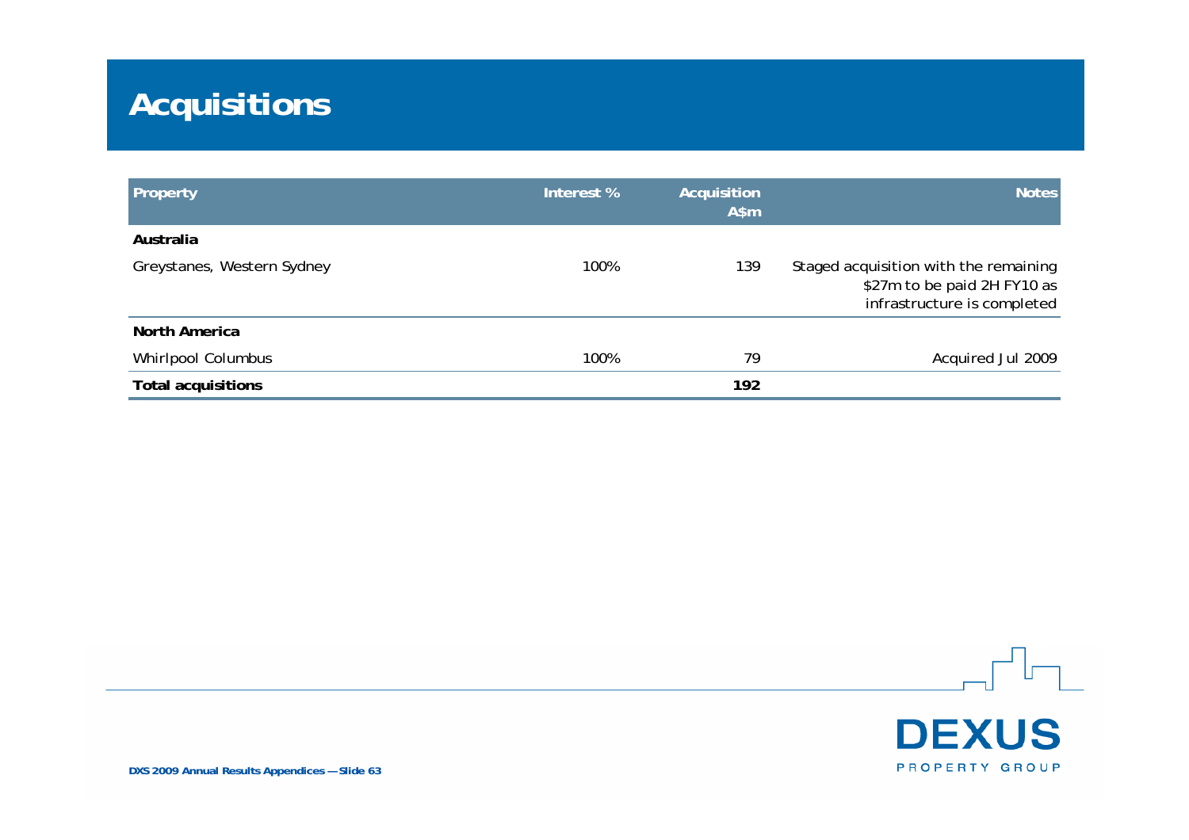# Acquisitions

| Property | Interest % | Acquisition A$m | Notes |
|---|---|---|---|
| **Australia** | | | |
| Greystanes, Western Sydney | 100% | 139 | Staged acquisition with the remaining $27m to be paid 2H FY10 as infrastructure is completed |
| **North America** | | | |
| Whirlpool Columbus | 100% | 79 | Acquired Jul 2009 |
| **Total acquisitions** | | **192** | |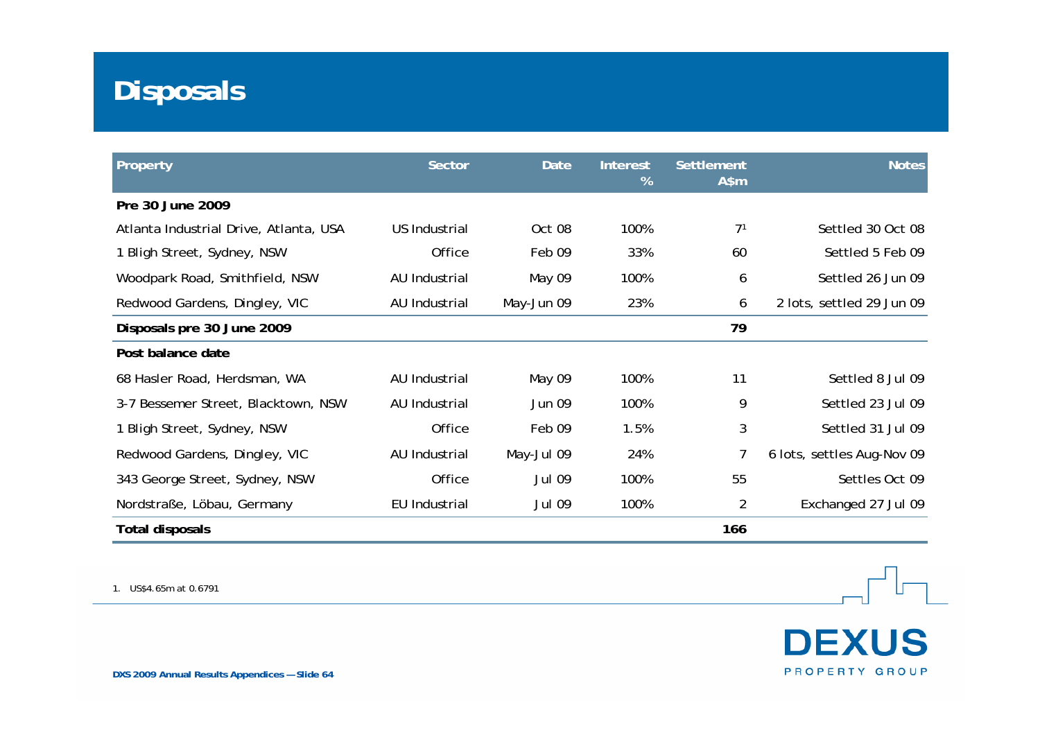# Disposals

| Property | Sector | Date | Interest % | Settlement A$m | Notes |
|---|---|---|---|---|---|
| **Pre 30 June 2009** | | | | | |
| Atlanta Industrial Drive, Atlanta, USA | US Industrial | Oct 08 | 100% | 7[1] | Settled 30 Oct 08 |
| 1 Bligh Street, Sydney, NSW | Office | Feb 09 | 33% | 60 | Settled 5 Feb 09 |
| Woodpark Road, Smithfield, NSW | AU Industrial | May 09 | 100% | 6 | Settled 26 Jun 09 |
| Redwood Gardens, Dingley, VIC | AU Industrial | May-Jun 09 | 23% | 6 | 2 lots, settled 29 Jun 09 |
| **Disposals pre 30 June 2009** | | | | **79** | |
| **Post balance date** | | | | | |
| 68 Hasler Road, Herdsman, WA | AU Industrial | May 09 | 100% | 11 | Settled 8 Jul 09 |
| 3-7 Bessemer Street, Blacktown, NSW | AU Industrial | Jun 09 | 100% | 9 | Settled 23 Jul 09 |
| 1 Bligh Street, Sydney, NSW | Office | Feb 09 | 1.5% | 3 | Settled 31 Jul 09 |
| Redwood Gardens, Dingley, VIC | AU Industrial | May-Jul 09 | 24% | 7 | 6 lots, settles Aug-Nov 09 |
| 343 George Street, Sydney, NSW | Office | Jul 09 | 100% | 55 | Settles Oct 09 |
| Nordstraße, Löbau, Germany | EU Industrial | Jul 09 | 100% | 2 | Exchanged 27 Jul 09 |
| **Total disposals** | | | | **166** | |

1. US$4.65m at 0.6791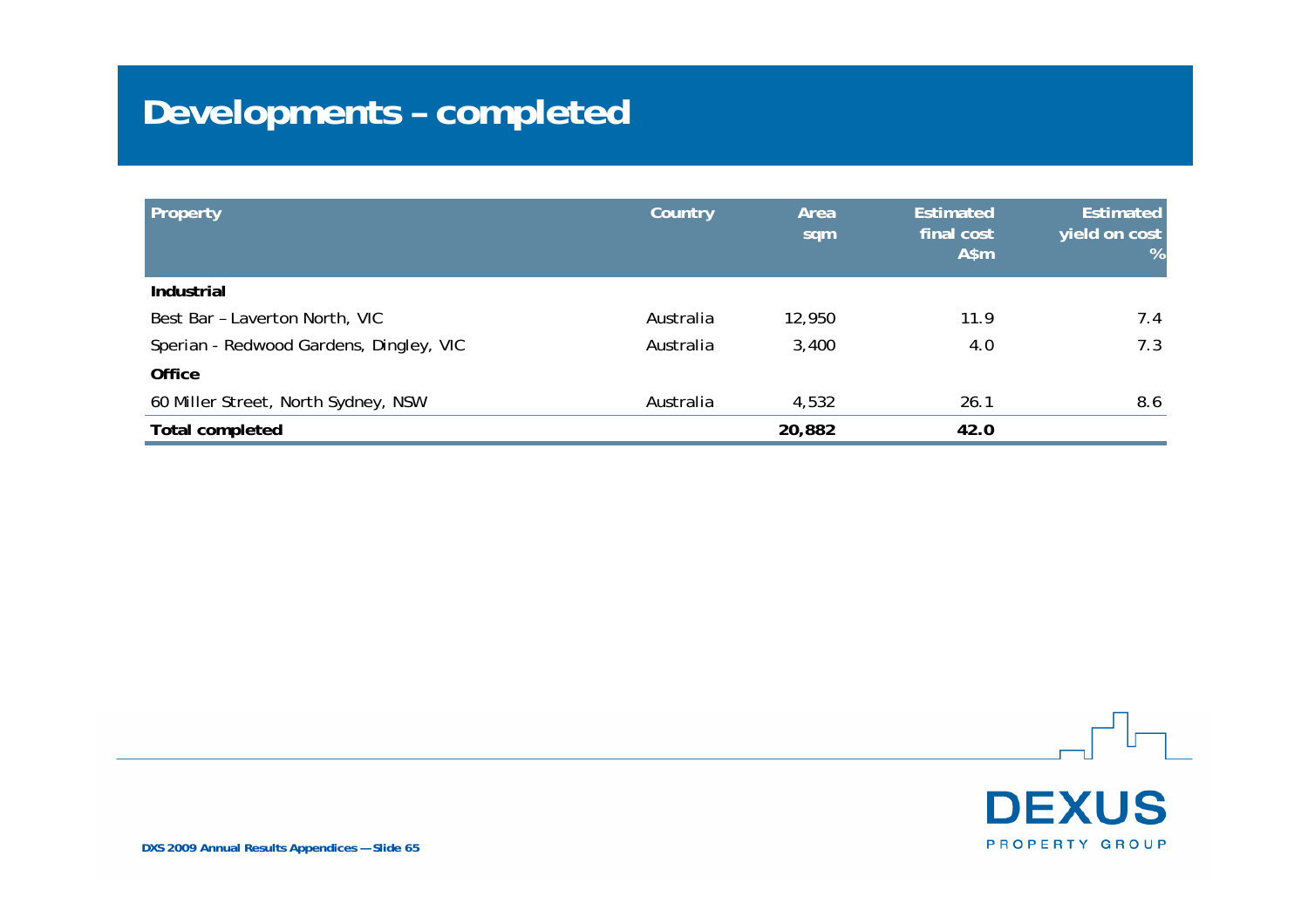# Developments – completed

| Property | Country | Area sqm | Estimated final cost A$m | Estimated yield on cost % |
|---|---|---|---|---|
| **Industrial** | | | | |
| Best Bar – Laverton North, VIC | Australia | 12,950 | 11.9 | 7.4 |
| Sperian - Redwood Gardens, Dingley, VIC | Australia | 3,400 | 4.0 | 7.3 |
| **Office** | | | | |
| 60 Miller Street, North Sydney, NSW | Australia | 4,532 | 26.1 | 8.6 |
| **Total completed** | | **20,882** | **42.0** | |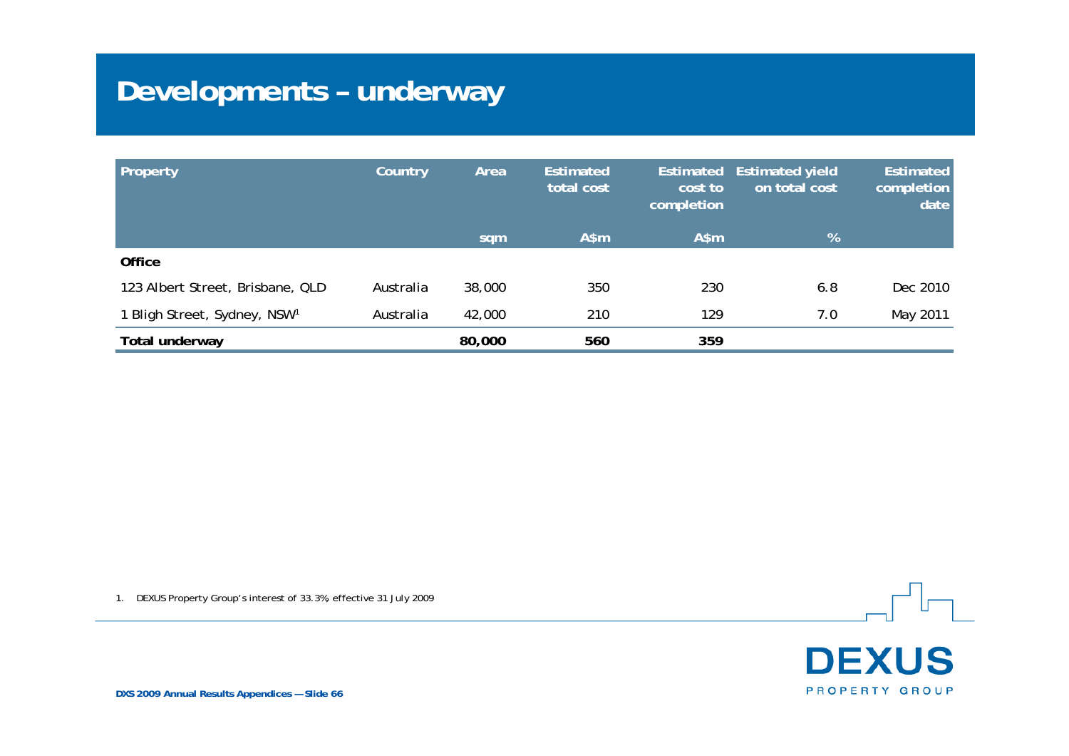# Developments – underway

| Property | Country | Area | Estimated total cost | Estimated cost to completion | Estimated yield on total cost | Estimated completion date |
|---|---|---|---|---|---|---|
| | | sqm | A$m | A$m | % | |
| **Office** | | | | | | |
| 123 Albert Street, Brisbane, QLD | Australia | 38,000 | 350 | 230 | 6.8 | Dec 2010 |
| 1 Bligh Street, Sydney, NSW[1] | Australia | 42,000 | 210 | 129 | 7.0 | May 2011 |
| **Total underway** | | **80,000** | **560** | **359** | | |

1. DEXUS Property Group's interest of 33.3%, effective 31 July 2009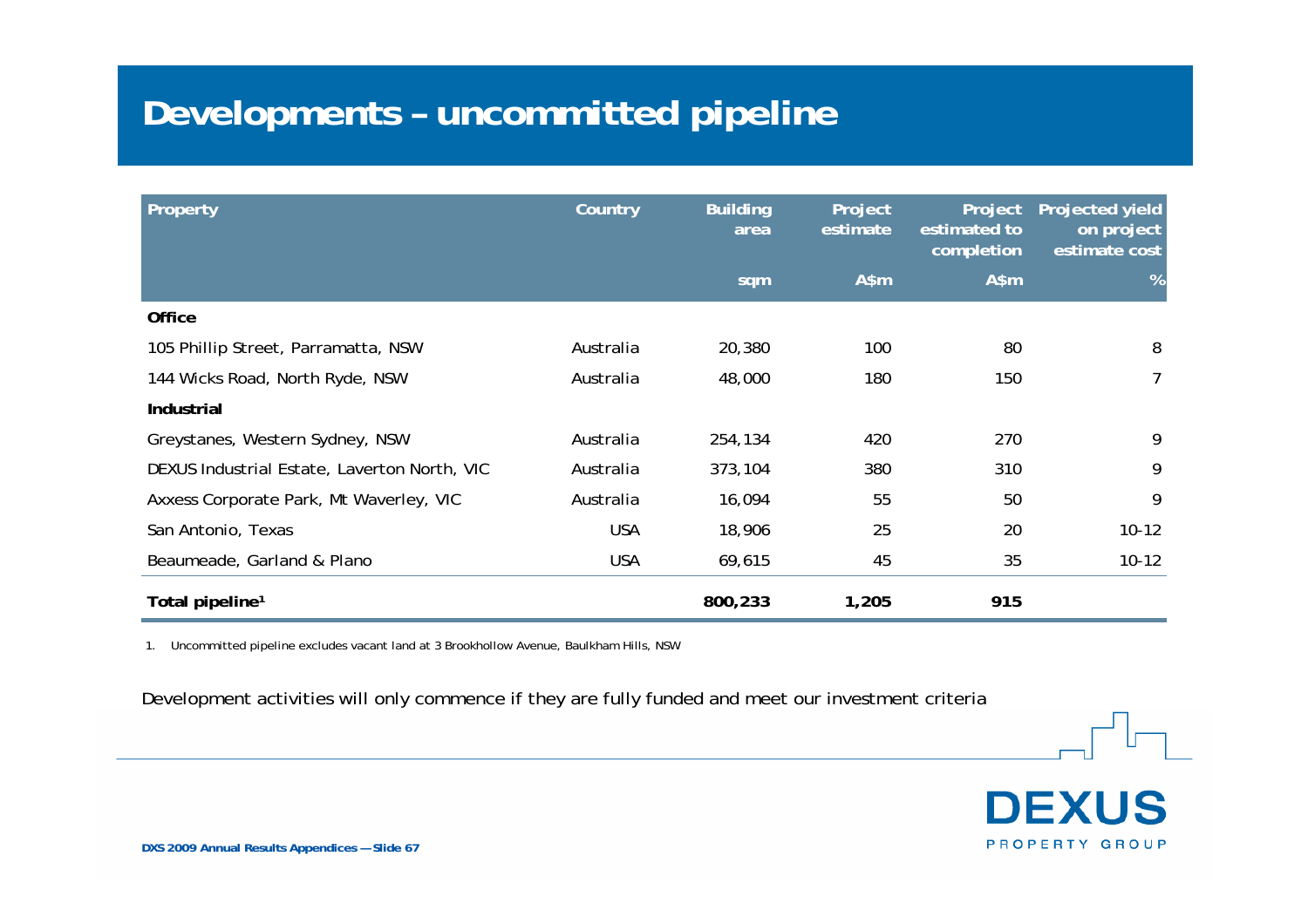# Developments – uncommitted pipeline

| Property | Country | Building area | Project estimate | Project estimated to completion | Projected yield on project estimate cost |
|---|---|---|---|---|---|
| | | sqm | A$m | A$m | % |
| **Office** | | | | | |
| 105 Phillip Street, Parramatta, NSW | Australia | 20,380 | 100 | 80 | 8 |
| 144 Wicks Road, North Ryde, NSW | Australia | 48,000 | 180 | 150 | 7 |
| **Industrial** | | | | | |
| Greystanes, Western Sydney, NSW | Australia | 254,134 | 420 | 270 | 9 |
| DEXUS Industrial Estate, Laverton North, VIC | Australia | 373,104 | 380 | 310 | 9 |
| Axxess Corporate Park, Mt Waverley, VIC | Australia | 16,094 | 55 | 50 | 9 |
| San Antonio, Texas | USA | 18,906 | 25 | 20 | 10-12 |
| Beaumeade, Garland & Plano | USA | 69,615 | 45 | 35 | 10-12 |
| **Total pipeline[1]** | | **800,233** | **1,205** | **915** | |

1. Uncommitted pipeline excludes vacant land at 3 Brookhollow Avenue, Baulkham Hills, NSW

Development activities will only commence if they are fully funded and meet our investment criteria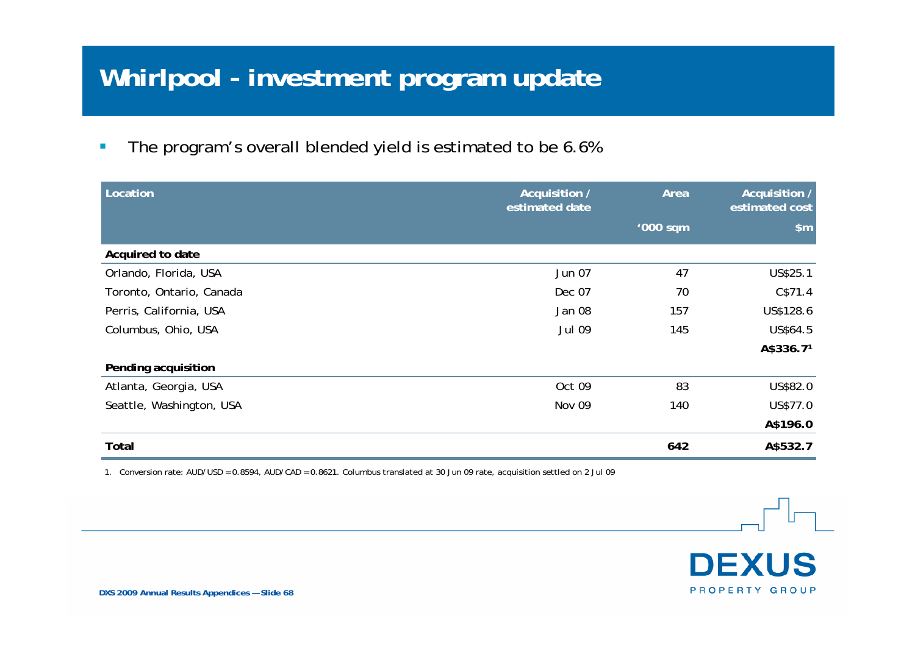# Whirlpool - investment program update

- The program's overall blended yield is estimated to be 6.6%

| Location | Acquisition / estimated date | Area | Acquisition / estimated cost |
|---|---|---|---|
| | | '000 sqm | $m |
| **Acquired to date** | | | |
| Orlando, Florida, USA | Jun 07 | 47 | US$25.1 |
| Toronto, Ontario, Canada | Dec 07 | 70 | C$71.4 |
| Perris, California, USA | Jan 08 | 157 | US$128.6 |
| Columbus, Ohio, USA | Jul 09 | 145 | US$64.5 |
| | | | **A$336.7[1]** |
| **Pending acquisition** | | | |
| Atlanta, Georgia, USA | Oct 09 | 83 | US$82.0 |
| Seattle, Washington, USA | Nov 09 | 140 | US$77.0 |
| | | | **A$196.0** |
| **Total** | | **642** | **A$532.7** |

1. Conversion rate: AUD/USD = 0.8594, AUD/CAD = 0.8621. Columbus translated at 30 Jun 09 rate, acquisition settled on 2 Jul 09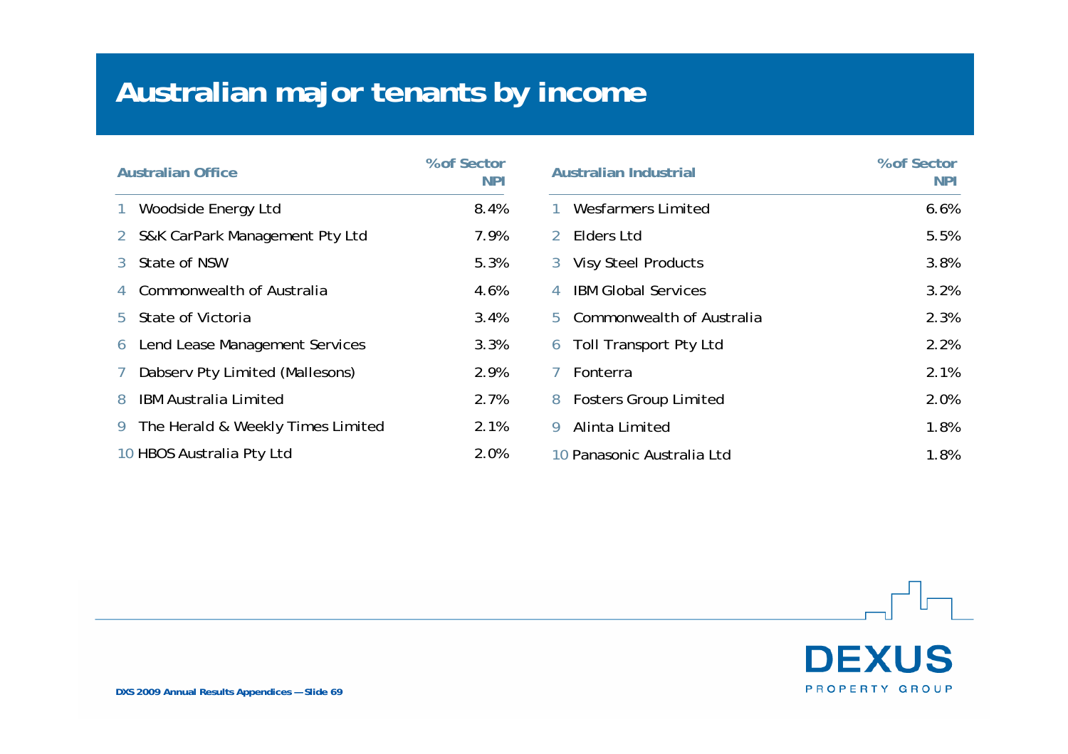# Australian major tenants by income

| | Australian Office | % of Sector NPI |
|---|---|---|
| 1 | Woodside Energy Ltd | 8.4% |
| 2 | S&K CarPark Management Pty Ltd | 7.9% |
| 3 | State of NSW | 5.3% |
| 4 | Commonwealth of Australia | 4.6% |
| 5 | State of Victoria | 3.4% |
| 6 | Lend Lease Management Services | 3.3% |
| 7 | Dabserv Pty Limited (Mallesons) | 2.9% |
| 8 | IBM Australia Limited | 2.7% |
| 9 | The Herald & Weekly Times Limited | 2.1% |
| 10 | HBOS Australia Pty Ltd | 2.0% |

| | Australian Industrial | % of Sector NPI |
|---|---|---|
| 1 | Wesfarmers Limited | 6.6% |
| 2 | Elders Ltd | 5.5% |
| 3 | Visy Steel Products | 3.8% |
| 4 | IBM Global Services | 3.2% |
| 5 | Commonwealth of Australia | 2.3% |
| 6 | Toll Transport Pty Ltd | 2.2% |
| 7 | Fonterra | 2.1% |
| 8 | Fosters Group Limited | 2.0% |
| 9 | Alinta Limited | 1.8% |
| 10 | Panasonic Australia Ltd | 1.8% |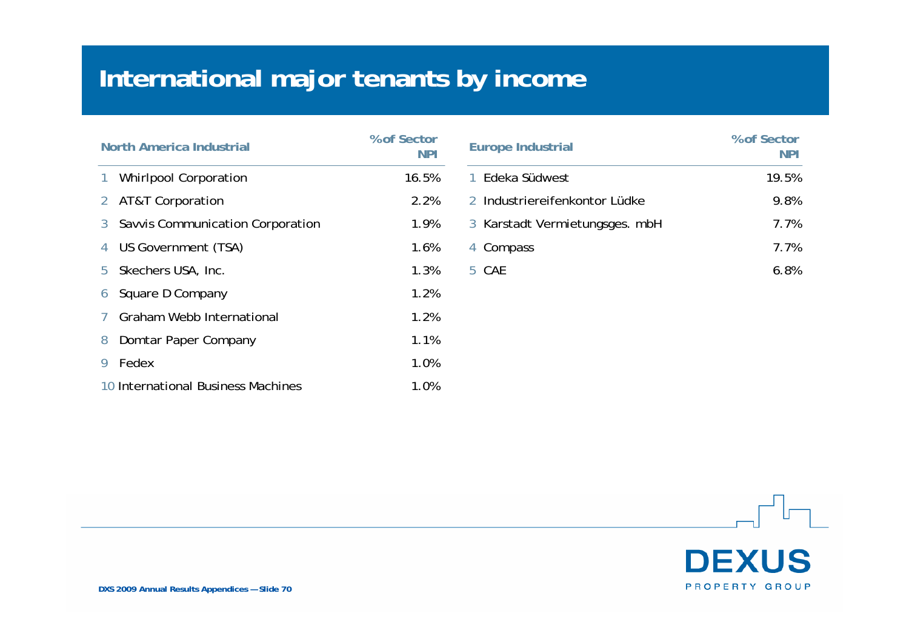# International major tenants by income

| | North America Industrial | % of Sector NPI |
|---|---|---|
| 1 | Whirlpool Corporation | 16.5% |
| 2 | AT&T Corporation | 2.2% |
| 3 | Savvis Communication Corporation | 1.9% |
| 4 | US Government (TSA) | 1.6% |
| 5 | Skechers USA, Inc. | 1.3% |
| 6 | Square D Company | 1.2% |
| 7 | Graham Webb International | 1.2% |
| 8 | Domtar Paper Company | 1.1% |
| 9 | Fedex | 1.0% |
| 10 | International Business Machines | 1.0% |

| | Europe Industrial | % of Sector NPI |
|---|---|---|
| 1 | Edeka Südwest | 19.5% |
| 2 | Industriereifenkontor Lüdke | 9.8% |
| 3 | Karstadt Vermietungsges. mbH | 7.7% |
| 4 | Compass | 7.7% |
| 5 | CAE | 6.8% |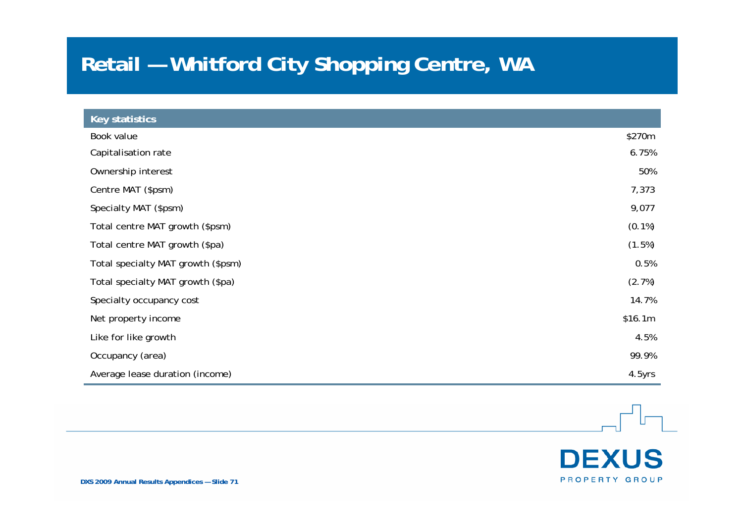# Retail — Whitford City Shopping Centre, WA

| Key statistics | |
|---|---|
| Book value | $270m |
| Capitalisation rate | 6.75% |
| Ownership interest | 50% |
| Centre MAT ($psm) | 7,373 |
| Specialty MAT ($psm) | 9,077 |
| Total centre MAT growth ($psm) | (0.1%) |
| Total centre MAT growth ($pa) | (1.5%) |
| Total specialty MAT growth ($psm) | 0.5% |
| Total specialty MAT growth ($pa) | (2.7%) |
| Specialty occupancy cost | 14.7% |
| Net property income | $16.1m |
| Like for like growth | 4.5% |
| Occupancy (area) | 99.9% |
| Average lease duration (income) | 4.5yrs |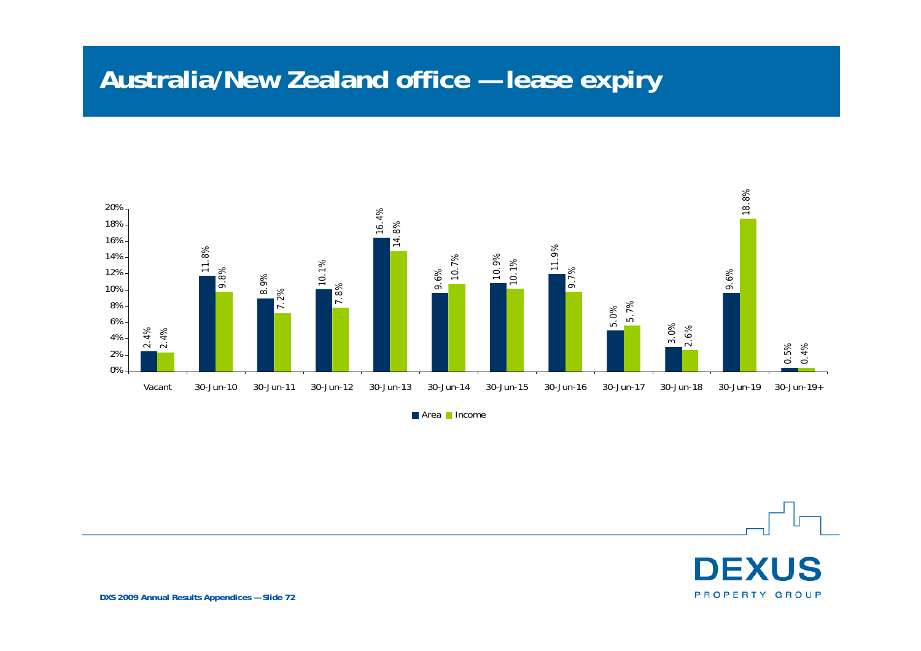# Australia/New Zealand office — lease expiry

| | Vacant | 30-Jun-10 | 30-Jun-11 | 30-Jun-12 | 30-Jun-13 | 30-Jun-14 | 30-Jun-15 | 30-Jun-16 | 30-Jun-17 | 30-Jun-18 | 30-Jun-19 | 30-Jun-19+ |
|---|---|---|---|---|---|---|---|---|---|---|---|---|
| Area | 2.4% | 11.8% | 8.9% | 10.1% | 16.4% | 9.6% | 10.9% | 11.9% | 5.0% | 3.0% | 9.6% | 0.5% |
| Income | 2.4% | 9.8% | 7.2% | 7.8% | 14.8% | 10.7% | 10.1% | 9.7% | 5.7% | 2.6% | 18.8% | 0.4% |

DXS 2009 Annual Results Appendices — Slide 72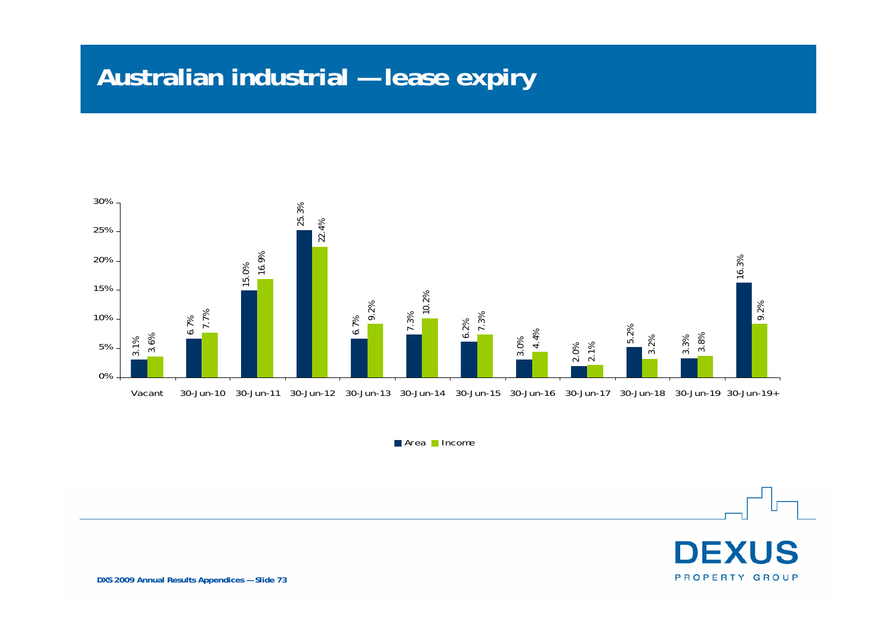# Australian industrial — lease expiry

| | Area | Income |
|---|---|---|
| Vacant | 3.1% | 3.6% |
| 30-Jun-10 | 6.7% | 7.7% |
| 30-Jun-11 | 15.0% | 16.9% |
| 30-Jun-12 | 25.3% | 22.4% |
| 30-Jun-13 | 6.7% | 9.2% |
| 30-Jun-14 | 7.3% | 10.2% |
| 30-Jun-15 | 6.2% | 7.3% |
| 30-Jun-16 | 3.0% | 4.4% |
| 30-Jun-17 | 2.0% | 2.1% |
| 30-Jun-18 | 5.2% | 3.2% |
| 30-Jun-19 | 3.3% | 3.8% |
| 30-Jun-19+ | 16.3% | 9.2% |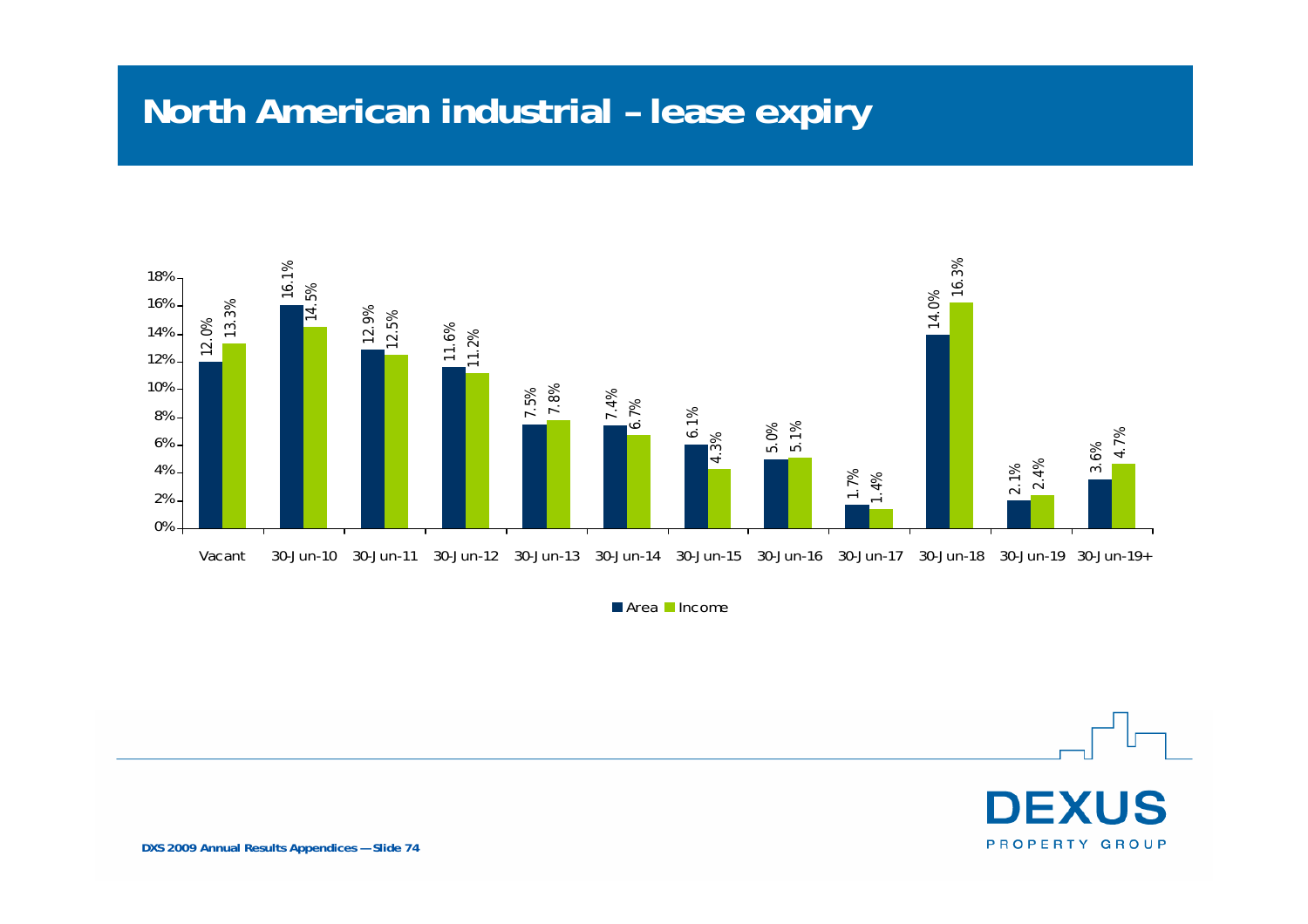# North American industrial – lease expiry

| | Area | Income |
|---|---|---|
| Vacant | 12.0% | 13.3% |
| 30-Jun-10 | 16.1% | 14.5% |
| 30-Jun-11 | 12.9% | 12.5% |
| 30-Jun-12 | 11.6% | 11.2% |
| 30-Jun-13 | 7.5% | 7.8% |
| 30-Jun-14 | 7.4% | 6.7% |
| 30-Jun-15 | 6.1% | 4.3% |
| 30-Jun-16 | 5.0% | 5.1% |
| 30-Jun-17 | 1.7% | 1.4% |
| 30-Jun-18 | 14.0% | 16.3% |
| 30-Jun-19 | 2.1% | 2.4% |
| 30-Jun-19+ | 3.6% | 4.7% |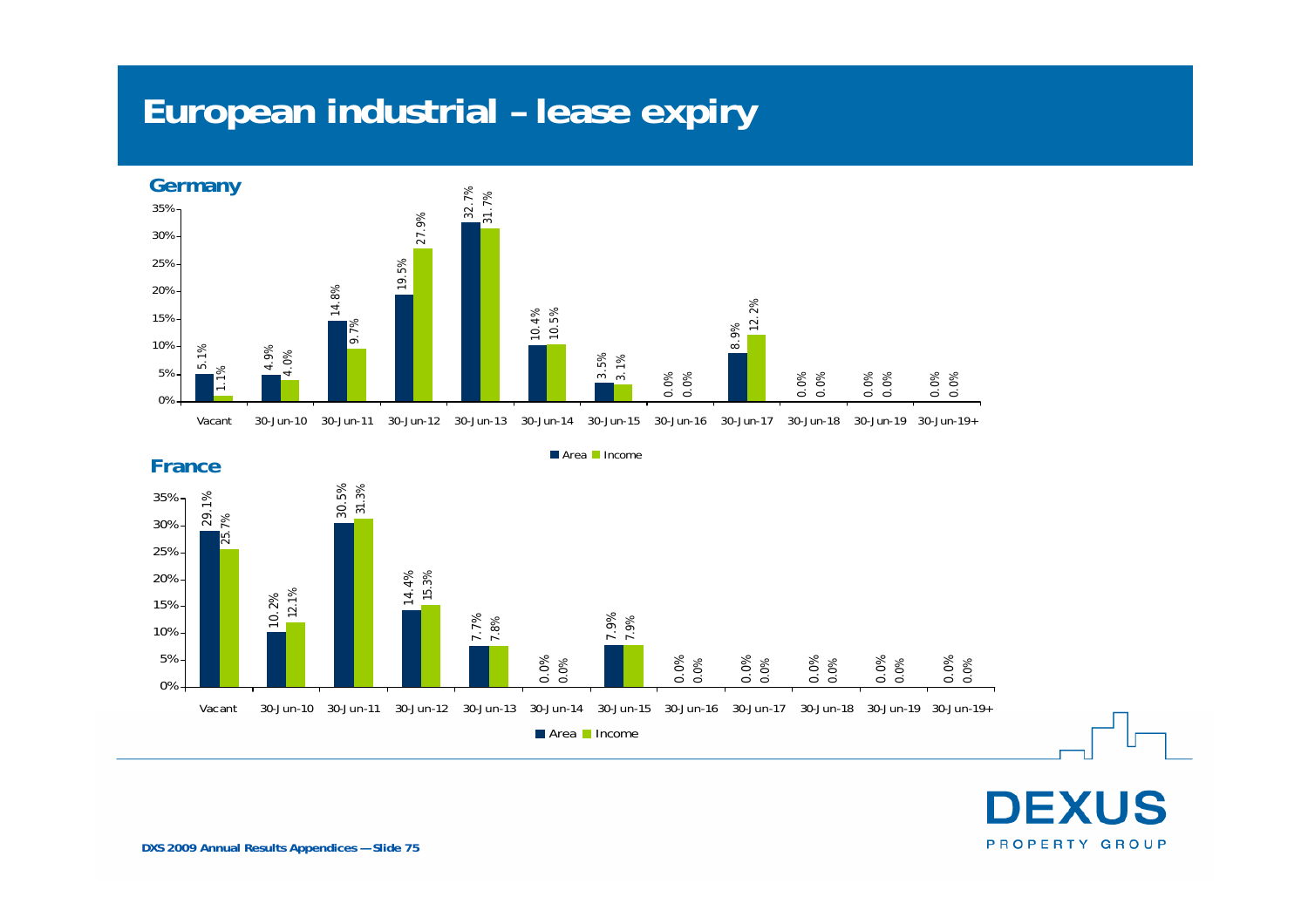# European industrial – lease expiry

## Germany

| | Vacant | 30-Jun-10 | 30-Jun-11 | 30-Jun-12 | 30-Jun-13 | 30-Jun-14 | 30-Jun-15 | 30-Jun-16 | 30-Jun-17 | 30-Jun-18 | 30-Jun-19 | 30-Jun-19+ |
|---|---|---|---|---|---|---|---|---|---|---|---|---|
| Area | 5.1% | 4.9% | 14.8% | 19.5% | 32.7% | 10.4% | 3.5% | 0.0% | 8.9% | 0.0% | 0.0% | 0.0% |
| Income | 1.1% | 4.0% | 9.7% | 27.9% | 31.7% | 10.5% | 3.1% | 0.0% | 12.2% | 0.0% | 0.0% | 0.0% |

## France

| | Vacant | 30-Jun-10 | 30-Jun-11 | 30-Jun-12 | 30-Jun-13 | 30-Jun-14 | 30-Jun-15 | 30-Jun-16 | 30-Jun-17 | 30-Jun-18 | 30-Jun-19 | 30-Jun-19+ |
|---|---|---|---|---|---|---|---|---|---|---|---|---|
| Area | 29.1% | 10.2% | 30.5% | 14.4% | 7.7% | 0.0% | 7.9% | 0.0% | 0.0% | 0.0% | 0.0% | 0.0% |
| Income | 25.7% | 12.1% | 31.3% | 15.3% | 7.8% | 0.0% | 7.9% | 0.0% | 0.0% | 0.0% | 0.0% | 0.0% |

DXS 2009 Annual Results Appendices — Slide 75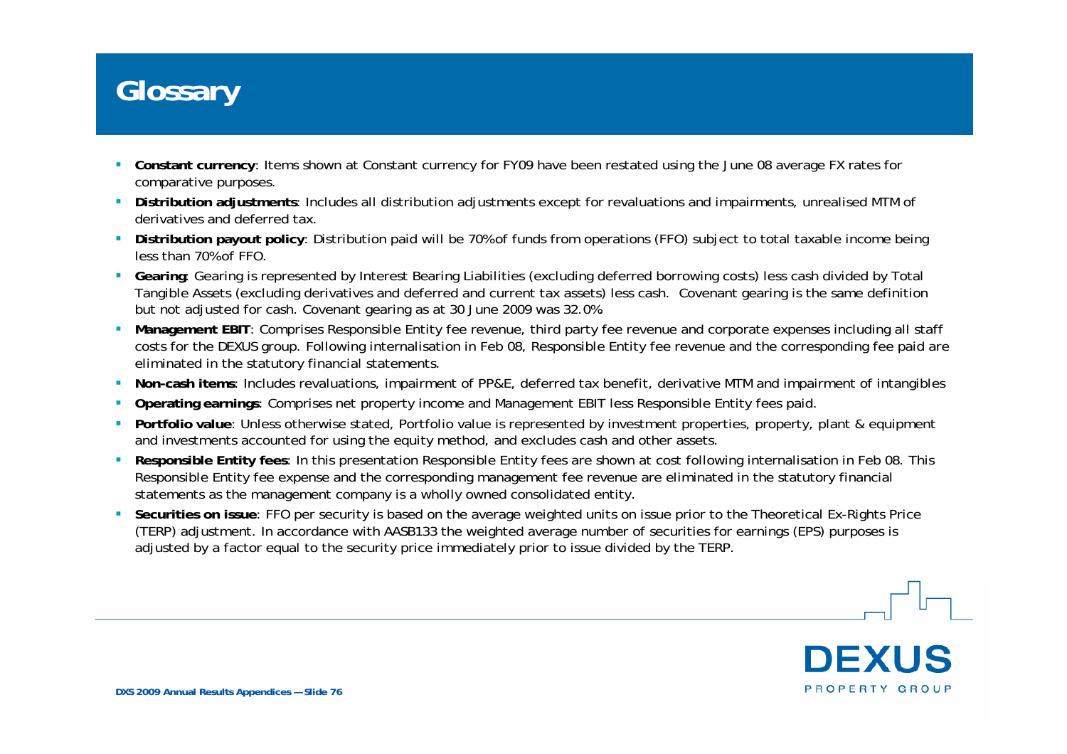# Glossary

- **Constant currency**: Items shown at Constant currency for FY09 have been restated using the June 08 average FX rates for comparative purposes.
- **Distribution adjustments**: Includes all distribution adjustments except for revaluations and impairments, unrealised MTM of derivatives and deferred tax.
- **Distribution payout policy**: Distribution paid will be 70% of funds from operations (FFO) subject to total taxable income being less than 70% of FFO.
- **Gearing**: Gearing is represented by Interest Bearing Liabilities (excluding deferred borrowing costs) less cash divided by Total Tangible Assets (excluding derivatives and deferred and current tax assets) less cash. Covenant gearing is the same definition but not adjusted for cash. Covenant gearing as at 30 June 2009 was 32.0%
- **Management EBIT**: Comprises Responsible Entity fee revenue, third party fee revenue and corporate expenses including all staff costs for the DEXUS group. Following internalisation in Feb 08, Responsible Entity fee revenue and the corresponding fee paid are eliminated in the statutory financial statements.
- **Non-cash items**: Includes revaluations, impairment of PP&E, deferred tax benefit, derivative MTM and impairment of intangibles
- **Operating earnings**: Comprises net property income and Management EBIT less Responsible Entity fees paid.
- **Portfolio value**: Unless otherwise stated, Portfolio value is represented by investment properties, property, plant & equipment and investments accounted for using the equity method, and excludes cash and other assets.
- **Responsible Entity fees**: In this presentation Responsible Entity fees are shown at cost following internalisation in Feb 08. This Responsible Entity fee expense and the corresponding management fee revenue are eliminated in the statutory financial statements as the management company is a wholly owned consolidated entity.
- **Securities on issue**: FFO per security is based on the average weighted units on issue prior to the Theoretical Ex-Rights Price (TERP) adjustment. In accordance with AASB133 the weighted average number of securities for earnings (EPS) purposes is adjusted by a factor equal to the security price immediately prior to issue divided by the TERP.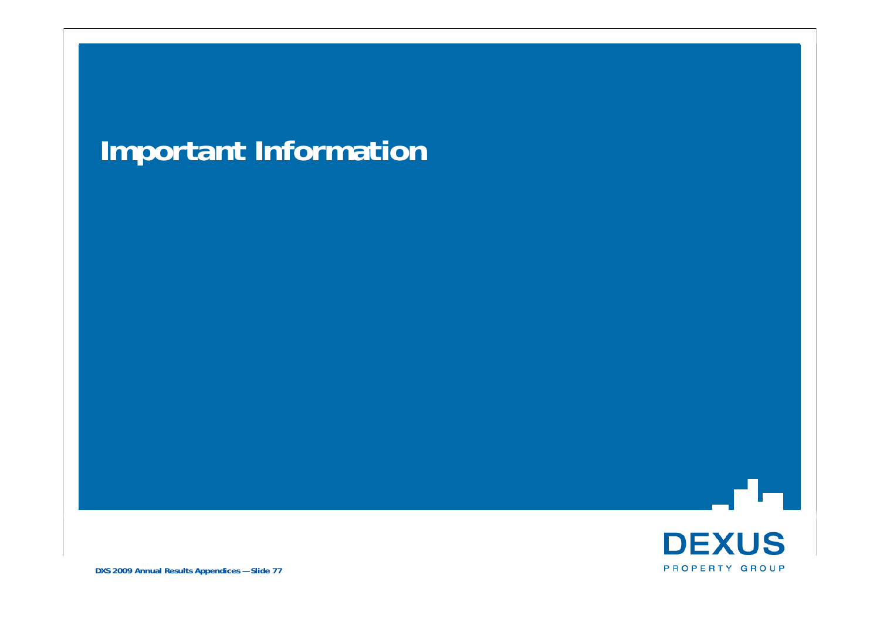# Important Information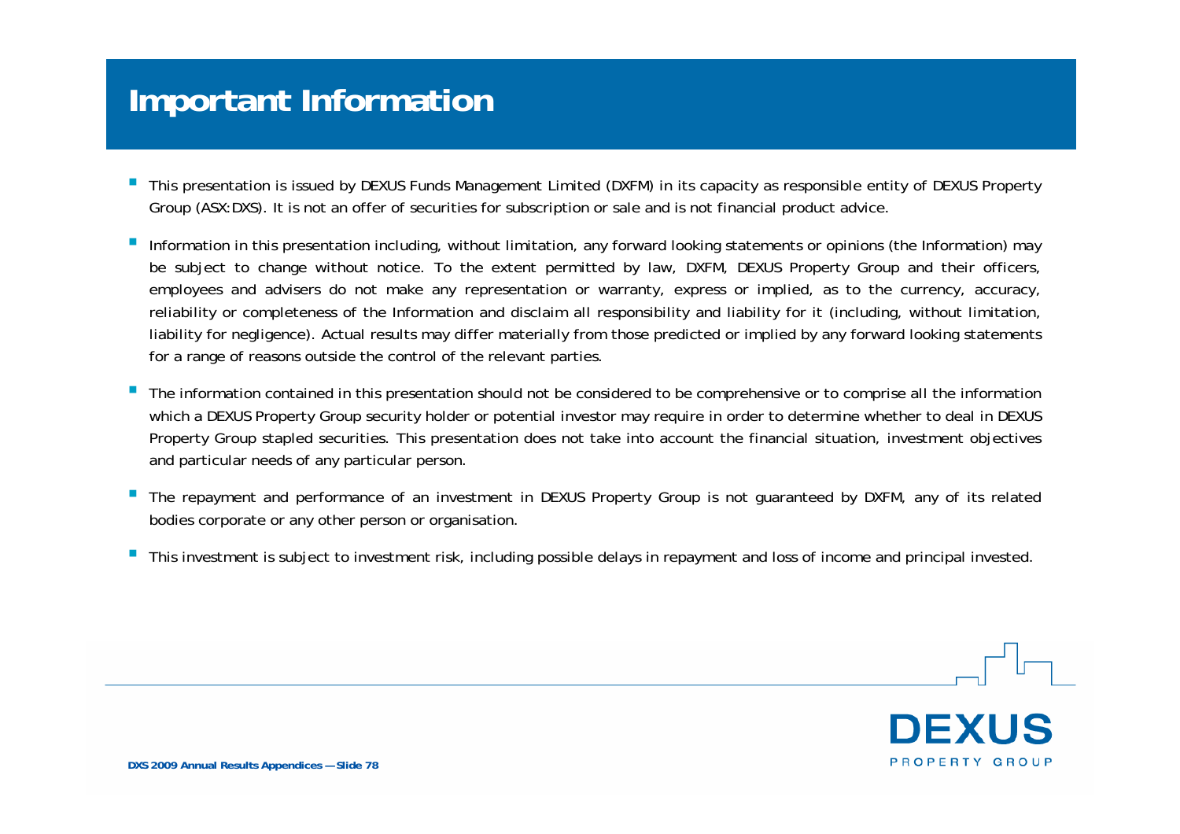# Important Information

- This presentation is issued by DEXUS Funds Management Limited (DXFM) in its capacity as responsible entity of DEXUS Property Group (ASX:DXS). It is not an offer of securities for subscription or sale and is not financial product advice.
- Information in this presentation including, without limitation, any forward looking statements or opinions (the Information) may be subject to change without notice. To the extent permitted by law, DXFM, DEXUS Property Group and their officers, employees and advisers do not make any representation or warranty, express or implied, as to the currency, accuracy, reliability or completeness of the Information and disclaim all responsibility and liability for it (including, without limitation, liability for negligence). Actual results may differ materially from those predicted or implied by any forward looking statements for a range of reasons outside the control of the relevant parties.
- The information contained in this presentation should not be considered to be comprehensive or to comprise all the information which a DEXUS Property Group security holder or potential investor may require in order to determine whether to deal in DEXUS Property Group stapled securities. This presentation does not take into account the financial situation, investment objectives and particular needs of any particular person.
- The repayment and performance of an investment in DEXUS Property Group is not guaranteed by DXFM, any of its related bodies corporate or any other person or organisation.
- This investment is subject to investment risk, including possible delays in repayment and loss of income and principal invested.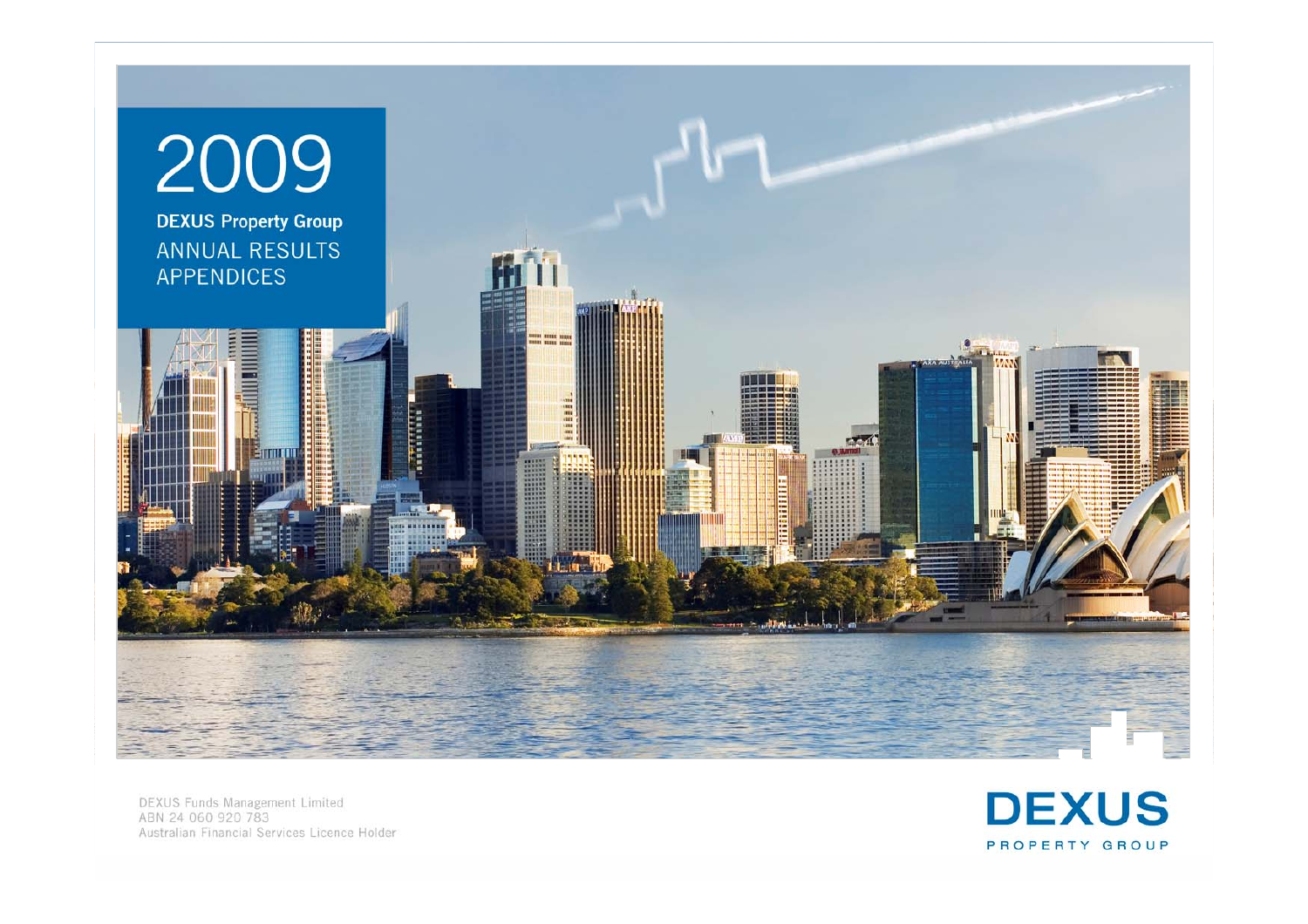# 2009

**DEXUS Property Group**

ANNUAL RESULTS
APPENDICES

DEXUS Funds Management Limited
ABN 24 060 920 783
Australian Financial Services Licence Holder

DEXUS
PROPERTY GROUP